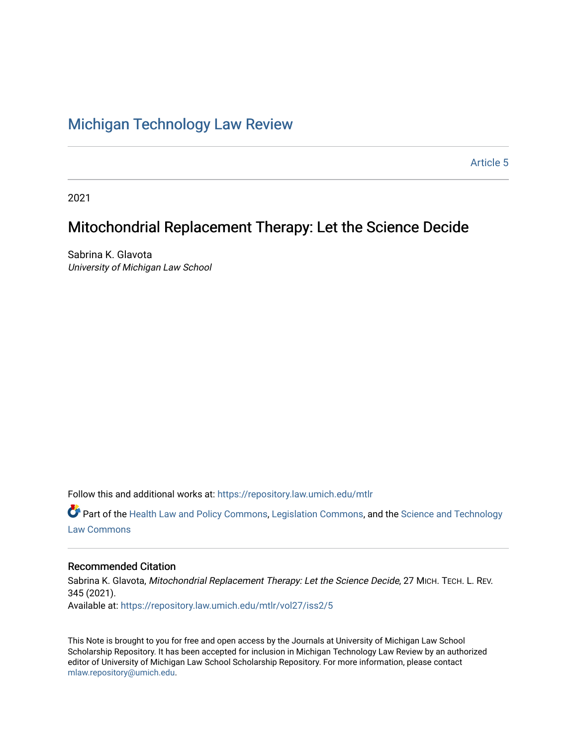# Michigan Technology Law Review

Article 5

2021

## Mitochondrial Replacement Therapy: Let the Science Decide

Sabrina K. Glavota
*University of Michigan Law School*

Follow this and additional works at: https://repository.law.umich.edu/mtlr

Part of the Health Law and Policy Commons, Legislation Commons, and the Science and Technology Law Commons

### Recommended Citation

Sabrina K. Glavota, *Mitochondrial Replacement Therapy: Let the Science Decide*, 27 MICH. TECH. L. REV. 345 (2021).
Available at: https://repository.law.umich.edu/mtlr/vol27/iss2/5

This Note is brought to you for free and open access by the Journals at University of Michigan Law School Scholarship Repository. It has been accepted for inclusion in Michigan Technology Law Review by an authorized editor of University of Michigan Law School Scholarship Repository. For more information, please contact mlaw.repository@umich.edu.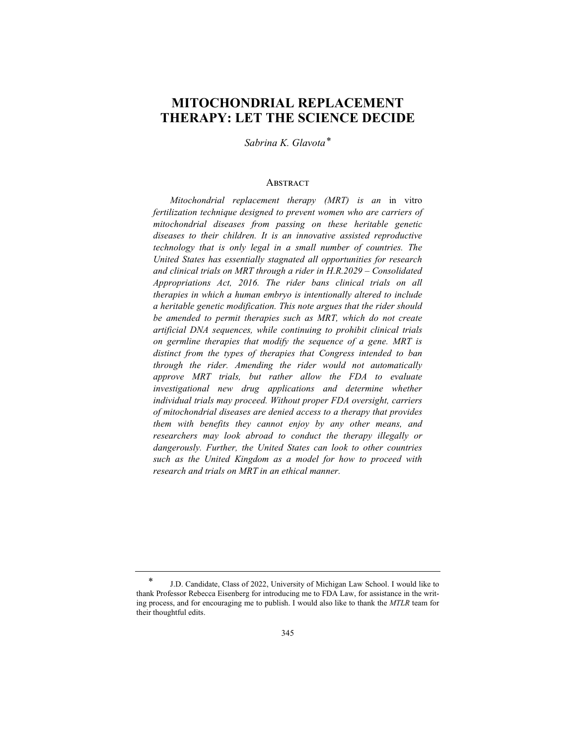# MITOCHONDRIAL REPLACEMENT THERAPY: LET THE SCIENCE DECIDE

*Sabrina K. Glavota*[*]

## Abstract

*Mitochondrial replacement therapy (MRT) is an* in vitro *fertilization technique designed to prevent women who are carriers of mitochondrial diseases from passing on these heritable genetic diseases to their children. It is an innovative assisted reproductive technology that is only legal in a small number of countries. The United States has essentially stagnated all opportunities for research and clinical trials on MRT through a rider in H.R.2029 – Consolidated Appropriations Act, 2016. The rider bans clinical trials on all therapies in which a human embryo is intentionally altered to include a heritable genetic modification. This note argues that the rider should be amended to permit therapies such as MRT, which do not create artificial DNA sequences, while continuing to prohibit clinical trials on germline therapies that modify the sequence of a gene. MRT is distinct from the types of therapies that Congress intended to ban through the rider. Amending the rider would not automatically approve MRT trials, but rather allow the FDA to evaluate investigational new drug applications and determine whether individual trials may proceed. Without proper FDA oversight, carriers of mitochondrial diseases are denied access to a therapy that provides them with benefits they cannot enjoy by any other means, and researchers may look abroad to conduct the therapy illegally or dangerously. Further, the United States can look to other countries such as the United Kingdom as a model for how to proceed with research and trials on MRT in an ethical manner.*

---

[*] J.D. Candidate, Class of 2022, University of Michigan Law School. I would like to thank Professor Rebecca Eisenberg for introducing me to FDA Law, for assistance in the writing process, and for encouraging me to publish. I would also like to thank the *MTLR* team for their thoughtful edits.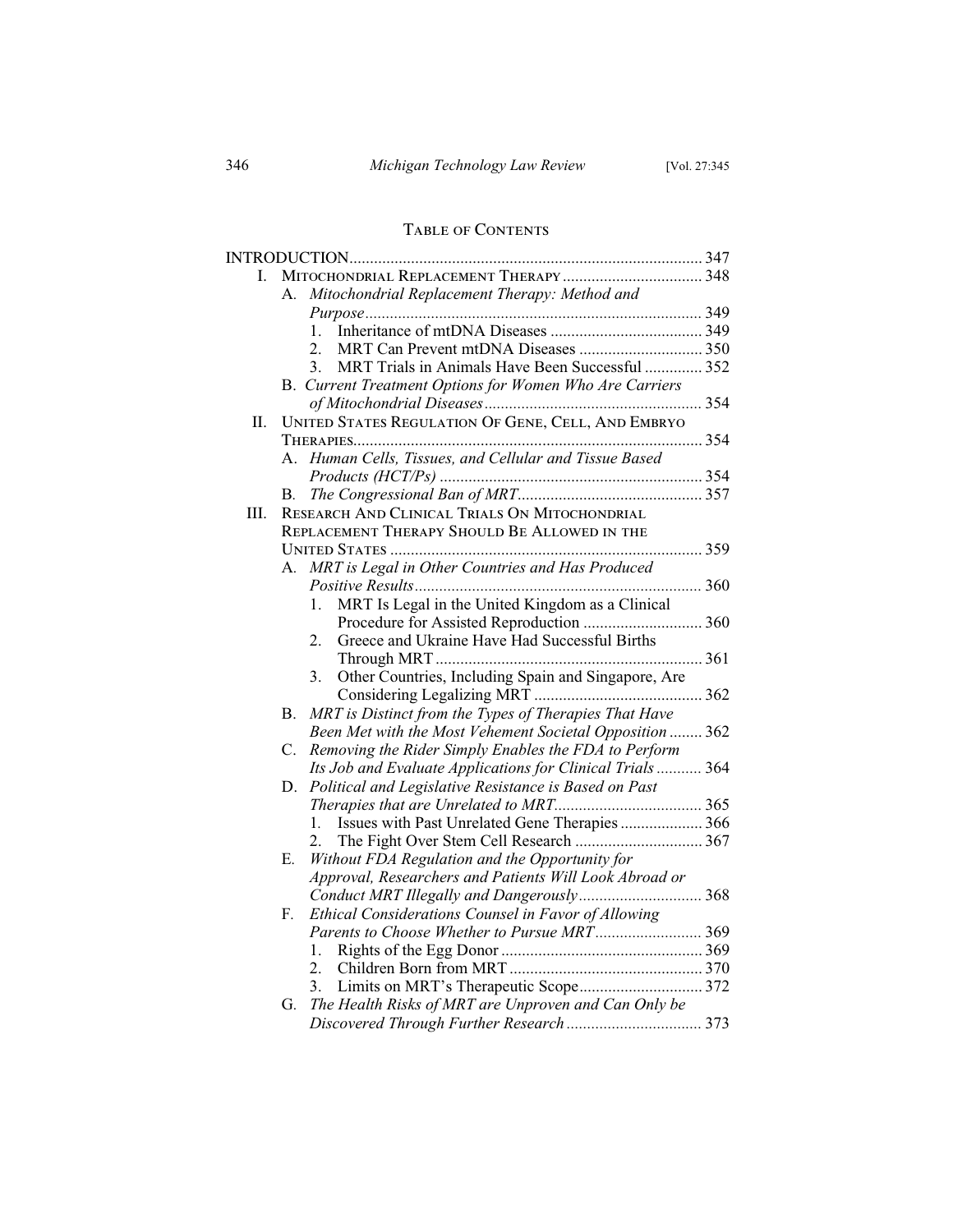## Table of Contents

- INTRODUCTION ..... 347
- I. Mitochondrial Replacement Therapy ..... 348
  - A. *Mitochondrial Replacement Therapy: Method and Purpose* ..... 349
    - 1. Inheritance of mtDNA Diseases ..... 349
    - 2. MRT Can Prevent mtDNA Diseases ..... 350
    - 3. MRT Trials in Animals Have Been Successful ..... 352
  - B. *Current Treatment Options for Women Who Are Carriers of Mitochondrial Diseases* ..... 354
- II. United States Regulation Of Gene, Cell, And Embryo Therapies ..... 354
  - A. *Human Cells, Tissues, and Cellular and Tissue Based Products (HCT/Ps)* ..... 354
  - B. *The Congressional Ban of MRT* ..... 357
- III. Research And Clinical Trials On Mitochondrial Replacement Therapy Should Be Allowed in the United States ..... 359
  - A. *MRT is Legal in Other Countries and Has Produced Positive Results* ..... 360
    - 1. MRT Is Legal in the United Kingdom as a Clinical Procedure for Assisted Reproduction ..... 360
    - 2. Greece and Ukraine Have Had Successful Births Through MRT ..... 361
    - 3. Other Countries, Including Spain and Singapore, Are Considering Legalizing MRT ..... 362
  - B. *MRT is Distinct from the Types of Therapies That Have Been Met with the Most Vehement Societal Opposition* ..... 362
  - C. *Removing the Rider Simply Enables the FDA to Perform Its Job and Evaluate Applications for Clinical Trials* ..... 364
  - D. *Political and Legislative Resistance is Based on Past Therapies that are Unrelated to MRT* ..... 365
    - 1. Issues with Past Unrelated Gene Therapies ..... 366
    - 2. The Fight Over Stem Cell Research ..... 367
  - E. *Without FDA Regulation and the Opportunity for Approval, Researchers and Patients Will Look Abroad or Conduct MRT Illegally and Dangerously* ..... 368
  - F. *Ethical Considerations Counsel in Favor of Allowing Parents to Choose Whether to Pursue MRT* ..... 369
    - 1. Rights of the Egg Donor ..... 369
    - 2. Children Born from MRT ..... 370
    - 3. Limits on MRT's Therapeutic Scope ..... 372
  - G. *The Health Risks of MRT are Unproven and Can Only be Discovered Through Further Research* ..... 373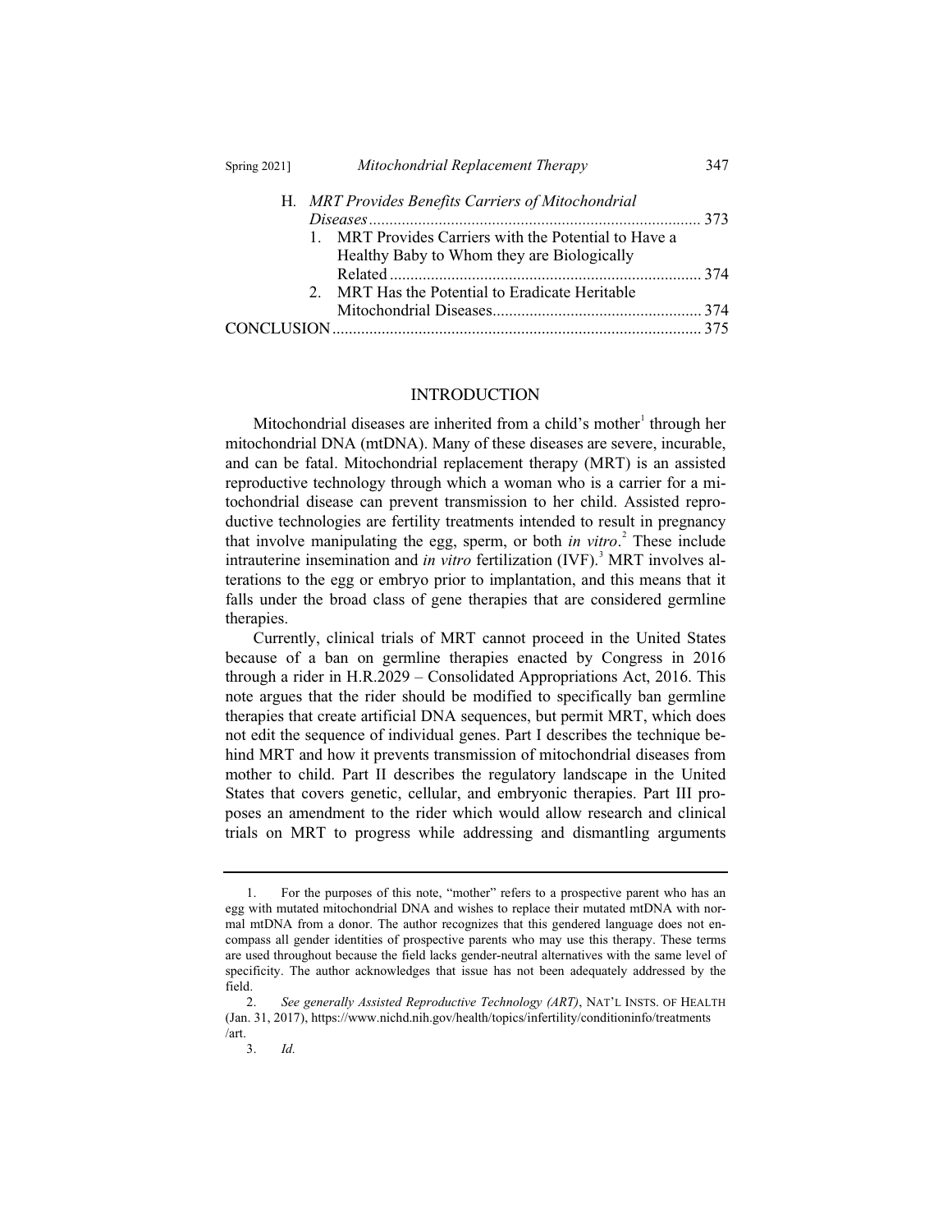H. *MRT Provides Benefits Carriers of Mitochondrial Diseases* ... 373

1. MRT Provides Carriers with the Potential to Have a Healthy Baby to Whom they are Biologically Related ... 374
2. MRT Has the Potential to Eradicate Heritable Mitochondrial Diseases ... 374

CONCLUSION ... 375

## INTRODUCTION

Mitochondrial diseases are inherited from a child's mother[1] through her mitochondrial DNA (mtDNA). Many of these diseases are severe, incurable, and can be fatal. Mitochondrial replacement therapy (MRT) is an assisted reproductive technology through which a woman who is a carrier for a mitochondrial disease can prevent transmission to her child. Assisted reproductive technologies are fertility treatments intended to result in pregnancy that involve manipulating the egg, sperm, or both *in vitro*.[2] These include intrauterine insemination and *in vitro* fertilization (IVF).[3] MRT involves alterations to the egg or embryo prior to implantation, and this means that it falls under the broad class of gene therapies that are considered germline therapies.

Currently, clinical trials of MRT cannot proceed in the United States because of a ban on germline therapies enacted by Congress in 2016 through a rider in H.R.2029 – Consolidated Appropriations Act, 2016. This note argues that the rider should be modified to specifically ban germline therapies that create artificial DNA sequences, but permit MRT, which does not edit the sequence of individual genes. Part I describes the technique behind MRT and how it prevents transmission of mitochondrial diseases from mother to child. Part II describes the regulatory landscape in the United States that covers genetic, cellular, and embryonic therapies. Part III proposes an amendment to the rider which would allow research and clinical trials on MRT to progress while addressing and dismantling arguments

---

1. For the purposes of this note, "mother" refers to a prospective parent who has an egg with mutated mitochondrial DNA and wishes to replace their mutated mtDNA with normal mtDNA from a donor. The author recognizes that this gendered language does not encompass all gender identities of prospective parents who may use this therapy. These terms are used throughout because the field lacks gender-neutral alternatives with the same level of specificity. The author acknowledges that issue has not been adequately addressed by the field.

2. *See generally Assisted Reproductive Technology (ART)*, NAT'L INSTS. OF HEALTH (Jan. 31, 2017), https://www.nichd.nih.gov/health/topics/infertility/conditioninfo/treatments/art.

3. *Id.*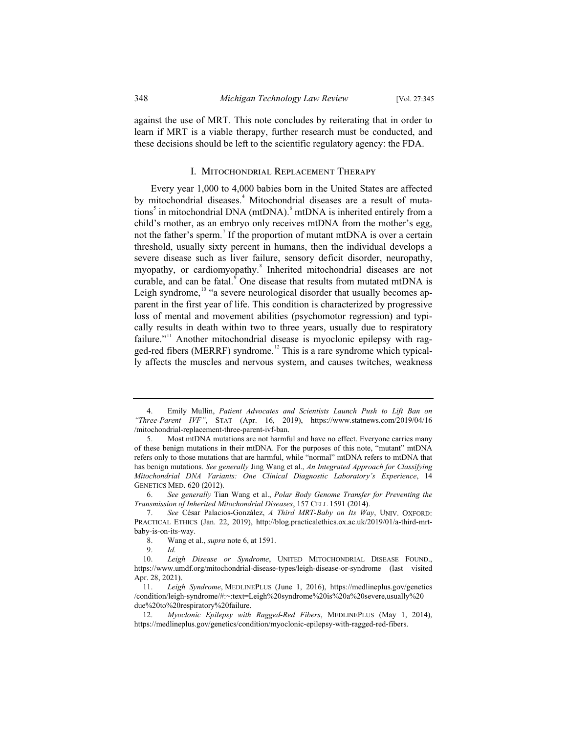against the use of MRT. This note concludes by reiterating that in order to learn if MRT is a viable therapy, further research must be conducted, and these decisions should be left to the scientific regulatory agency: the FDA.

## I. Mitochondrial Replacement Therapy

Every year 1,000 to 4,000 babies born in the United States are affected by mitochondrial diseases.[4] Mitochondrial diseases are a result of mutations[5] in mitochondrial DNA (mtDNA).[6] mtDNA is inherited entirely from a child's mother, as an embryo only receives mtDNA from the mother's egg, not the father's sperm.[7] If the proportion of mutant mtDNA is over a certain threshold, usually sixty percent in humans, then the individual develops a severe disease such as liver failure, sensory deficit disorder, neuropathy, myopathy, or cardiomyopathy.[8] Inherited mitochondrial diseases are not curable, and can be fatal.[9] One disease that results from mutated mtDNA is Leigh syndrome,[10] "a severe neurological disorder that usually becomes apparent in the first year of life. This condition is characterized by progressive loss of mental and movement abilities (psychomotor regression) and typically results in death within two to three years, usually due to respiratory failure."[11] Another mitochondrial disease is myoclonic epilepsy with ragged-red fibers (MERRF) syndrome.[12] This is a rare syndrome which typically affects the muscles and nervous system, and causes twitches, weakness

---

4. Emily Mullin, *Patient Advocates and Scientists Launch Push to Lift Ban on "Three-Parent IVF"*, STAT (Apr. 16, 2019), https://www.statnews.com/2019/04/16/mitochondrial-replacement-three-parent-ivf-ban.

5. Most mtDNA mutations are not harmful and have no effect. Everyone carries many of these benign mutations in their mtDNA. For the purposes of this note, "mutant" mtDNA refers only to those mutations that are harmful, while "normal" mtDNA refers to mtDNA that has benign mutations. *See generally* Jing Wang et al., *An Integrated Approach for Classifying Mitochondrial DNA Variants: One Clinical Diagnostic Laboratory's Experience*, 14 GENETICS MED. 620 (2012).

6. *See generally* Tian Wang et al., *Polar Body Genome Transfer for Preventing the Transmission of Inherited Mitochondrial Diseases*, 157 CELL 1591 (2014).

7. *See* César Palacios-González, *A Third MRT-Baby on Its Way*, UNIV. OXFORD: PRACTICAL ETHICS (Jan. 22, 2019), http://blog.practicalethics.ox.ac.uk/2019/01/a-third-mrt-baby-is-on-its-way.

8. Wang et al., *supra* note 6, at 1591.

9. *Id.*

10. *Leigh Disease or Syndrome*, UNITED MITOCHONDRIAL DISEASE FOUND., https://www.umdf.org/mitochondrial-disease-types/leigh-disease-or-syndrome (last visited Apr. 28, 2021).

11. *Leigh Syndrome*, MEDLINEPLUS (June 1, 2016), https://medlineplus.gov/genetics/condition/leigh-syndrome/#:~:text=Leigh%20syndrome%20is%20a%20severe,usually%20due%20to%20respiratory%20failure.

12. *Myoclonic Epilepsy with Ragged-Red Fibers*, MEDLINEPLUS (May 1, 2014), https://medlineplus.gov/genetics/condition/myoclonic-epilepsy-with-ragged-red-fibers.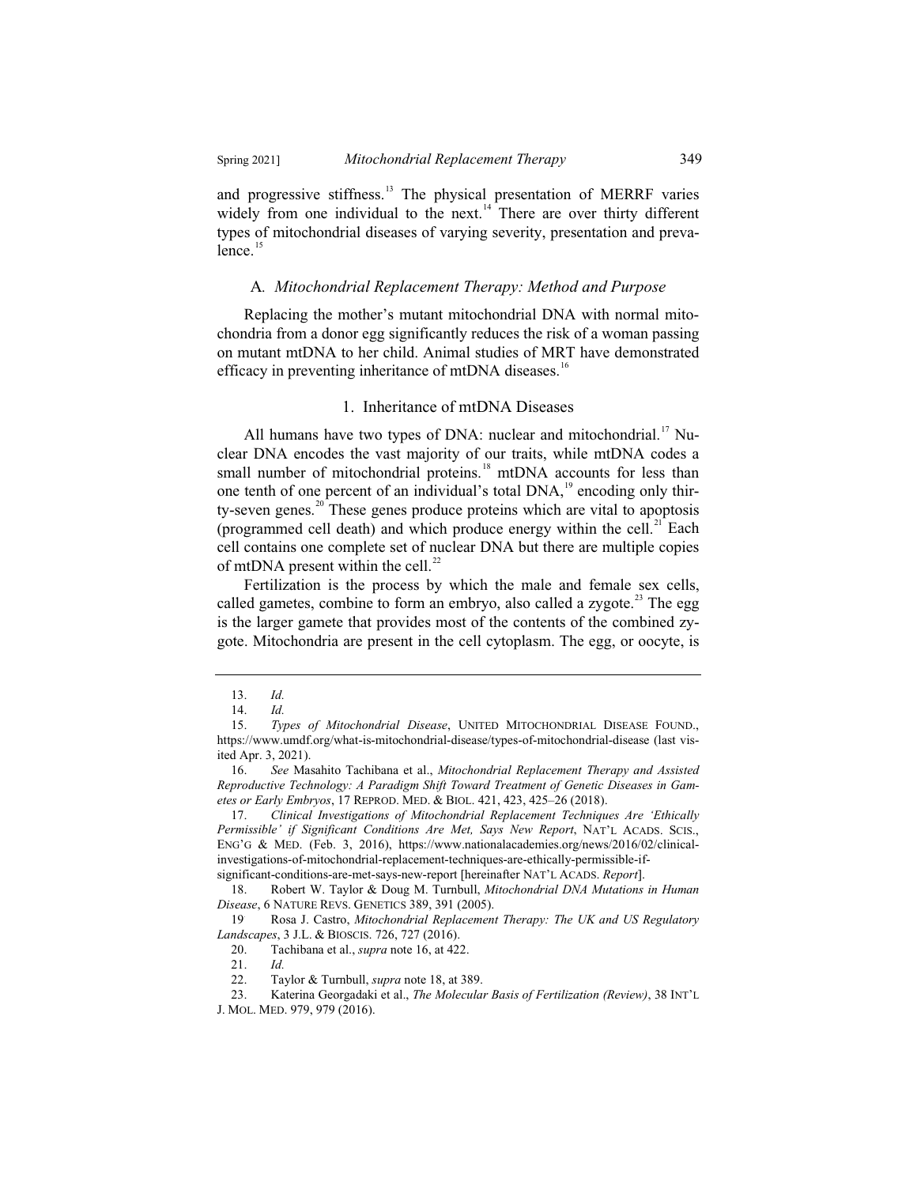and progressive stiffness.[13] The physical presentation of MERRF varies widely from one individual to the next.[14] There are over thirty different types of mitochondrial diseases of varying severity, presentation and prevalence.[15]

### A. *Mitochondrial Replacement Therapy: Method and Purpose*

Replacing the mother's mutant mitochondrial DNA with normal mitochondria from a donor egg significantly reduces the risk of a woman passing on mutant mtDNA to her child. Animal studies of MRT have demonstrated efficacy in preventing inheritance of mtDNA diseases.[16]

#### 1. Inheritance of mtDNA Diseases

All humans have two types of DNA: nuclear and mitochondrial.[17] Nuclear DNA encodes the vast majority of our traits, while mtDNA codes a small number of mitochondrial proteins.[18] mtDNA accounts for less than one tenth of one percent of an individual's total DNA,[19] encoding only thirty-seven genes.[20] These genes produce proteins which are vital to apoptosis (programmed cell death) and which produce energy within the cell.[21] Each cell contains one complete set of nuclear DNA but there are multiple copies of mtDNA present within the cell.[22]

Fertilization is the process by which the male and female sex cells, called gametes, combine to form an embryo, also called a zygote.[23] The egg is the larger gamete that provides most of the contents of the combined zygote. Mitochondria are present in the cell cytoplasm. The egg, or oocyte, is

---

13. *Id.*

14. *Id.*

15. *Types of Mitochondrial Disease*, UNITED MITOCHONDRIAL DISEASE FOUND., https://www.umdf.org/what-is-mitochondrial-disease/types-of-mitochondrial-disease (last visited Apr. 3, 2021).

16. *See* Masahito Tachibana et al., *Mitochondrial Replacement Therapy and Assisted Reproductive Technology: A Paradigm Shift Toward Treatment of Genetic Diseases in Gametes or Early Embryos*, 17 REPROD. MED. & BIOL. 421, 423, 425–26 (2018).

17. *Clinical Investigations of Mitochondrial Replacement Techniques Are 'Ethically Permissible' if Significant Conditions Are Met, Says New Report*, NAT'L ACADS. SCIS., ENG'G & MED. (Feb. 3, 2016), https://www.nationalacademies.org/news/2016/02/clinical-investigations-of-mitochondrial-replacement-techniques-are-ethically-permissible-if-significant-conditions-are-met-says-new-report [hereinafter NAT'L ACADS. *Report*].

18. Robert W. Taylor & Doug M. Turnbull, *Mitochondrial DNA Mutations in Human Disease*, 6 NATURE REVS. GENETICS 389, 391 (2005).

19 Rosa J. Castro, *Mitochondrial Replacement Therapy: The UK and US Regulatory Landscapes*, 3 J.L. & BIOSCIS. 726, 727 (2016).

20. Tachibana et al., *supra* note 16, at 422.

21. *Id.*

22. Taylor & Turnbull, *supra* note 18, at 389.

23. Katerina Georgadaki et al., *The Molecular Basis of Fertilization (Review)*, 38 INT'L J. MOL. MED. 979, 979 (2016).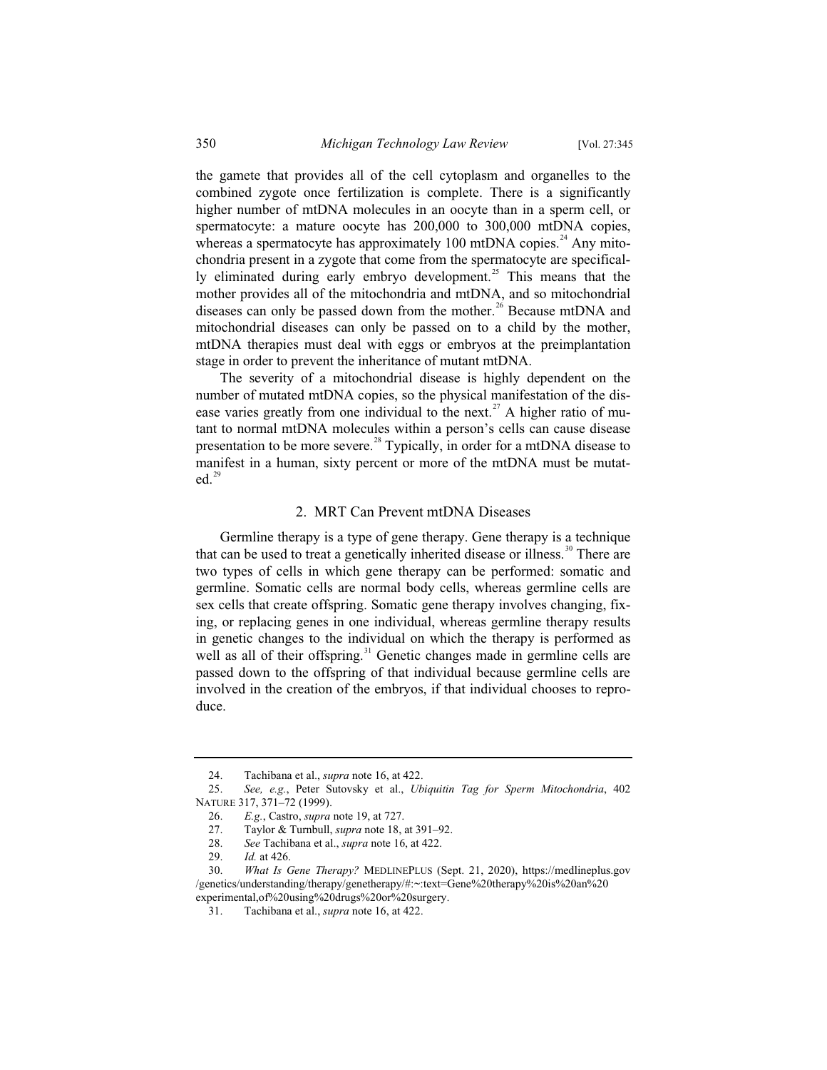the gamete that provides all of the cell cytoplasm and organelles to the combined zygote once fertilization is complete. There is a significantly higher number of mtDNA molecules in an oocyte than in a sperm cell, or spermatocyte: a mature oocyte has 200,000 to 300,000 mtDNA copies, whereas a spermatocyte has approximately 100 mtDNA copies.[24] Any mitochondria present in a zygote that come from the spermatocyte are specifically eliminated during early embryo development.[25] This means that the mother provides all of the mitochondria and mtDNA, and so mitochondrial diseases can only be passed down from the mother.[26] Because mtDNA and mitochondrial diseases can only be passed on to a child by the mother, mtDNA therapies must deal with eggs or embryos at the preimplantation stage in order to prevent the inheritance of mutant mtDNA.

The severity of a mitochondrial disease is highly dependent on the number of mutated mtDNA copies, so the physical manifestation of the disease varies greatly from one individual to the next.[27] A higher ratio of mutant to normal mtDNA molecules within a person's cells can cause disease presentation to be more severe.[28] Typically, in order for a mtDNA disease to manifest in a human, sixty percent or more of the mtDNA must be mutated.[29]

### 2. MRT Can Prevent mtDNA Diseases

Germline therapy is a type of gene therapy. Gene therapy is a technique that can be used to treat a genetically inherited disease or illness.[30] There are two types of cells in which gene therapy can be performed: somatic and germline. Somatic cells are normal body cells, whereas germline cells are sex cells that create offspring. Somatic gene therapy involves changing, fixing, or replacing genes in one individual, whereas germline therapy results in genetic changes to the individual on which the therapy is performed as well as all of their offspring.[31] Genetic changes made in germline cells are passed down to the offspring of that individual because germline cells are involved in the creation of the embryos, if that individual chooses to reproduce.

---

24. Tachibana et al., *supra* note 16, at 422.
25. *See, e.g.*, Peter Sutovsky et al., *Ubiquitin Tag for Sperm Mitochondria*, 402 NATURE 317, 371–72 (1999).
26. *E.g.*, Castro, *supra* note 19, at 727.
27. Taylor & Turnbull, *supra* note 18, at 391–92.
28. *See* Tachibana et al., *supra* note 16, at 422.
29. *Id.* at 426.
30. *What Is Gene Therapy?* MEDLINEPLUS (Sept. 21, 2020), https://medlineplus.gov/genetics/understanding/therapy/genetherapy/#:~:text=Gene%20therapy%20is%20an%20experimental,of%20using%20drugs%20or%20surgery.
31. Tachibana et al., *supra* note 16, at 422.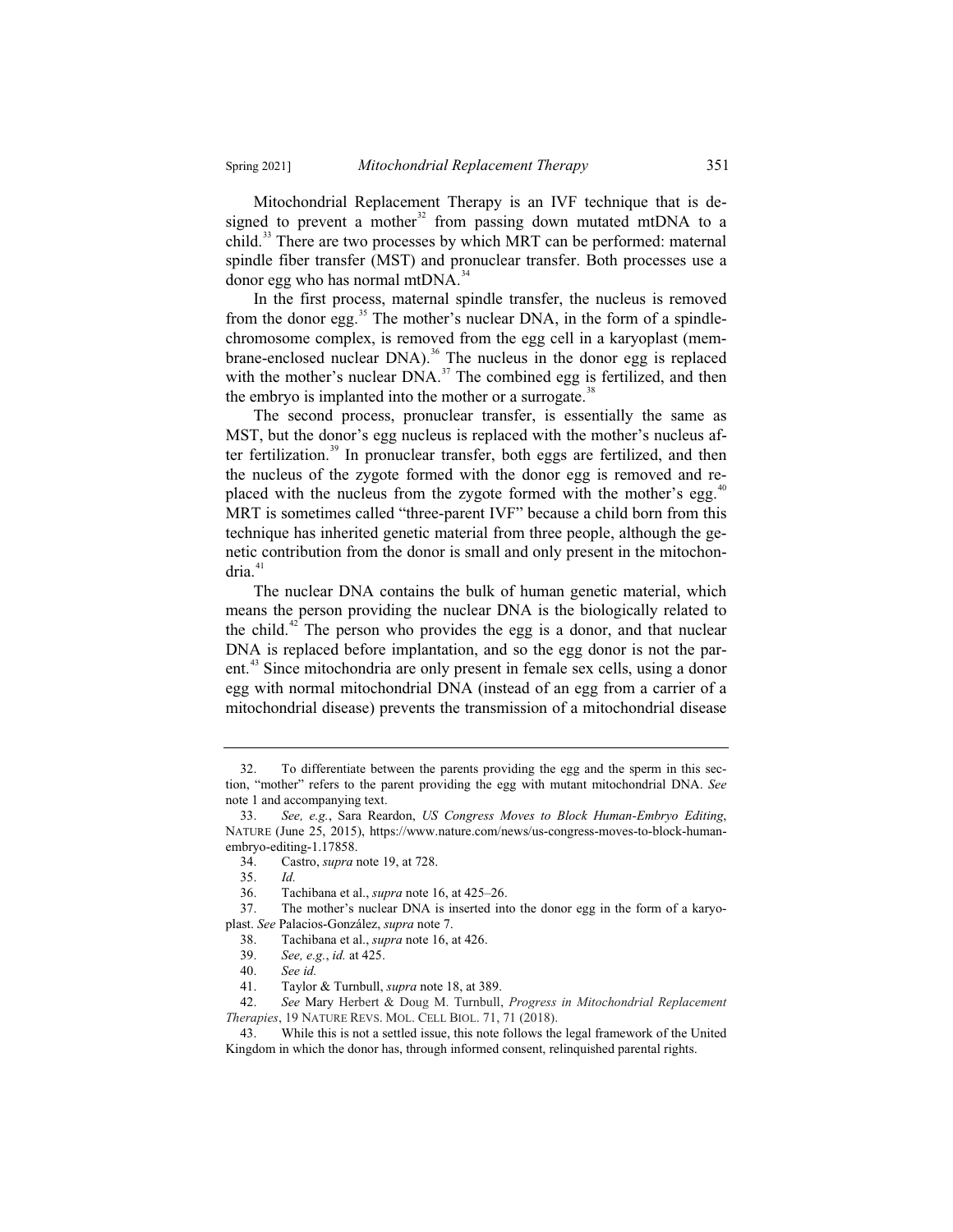Mitochondrial Replacement Therapy is an IVF technique that is designed to prevent a mother[32] from passing down mutated mtDNA to a child.[33] There are two processes by which MRT can be performed: maternal spindle fiber transfer (MST) and pronuclear transfer. Both processes use a donor egg who has normal mtDNA.[34]

In the first process, maternal spindle transfer, the nucleus is removed from the donor egg.[35] The mother's nuclear DNA, in the form of a spindle-chromosome complex, is removed from the egg cell in a karyoplast (membrane-enclosed nuclear DNA).[36] The nucleus in the donor egg is replaced with the mother's nuclear DNA.[37] The combined egg is fertilized, and then the embryo is implanted into the mother or a surrogate.[38]

The second process, pronuclear transfer, is essentially the same as MST, but the donor's egg nucleus is replaced with the mother's nucleus after fertilization.[39] In pronuclear transfer, both eggs are fertilized, and then the nucleus of the zygote formed with the donor egg is removed and replaced with the nucleus from the zygote formed with the mother's egg.[40] MRT is sometimes called "three-parent IVF" because a child born from this technique has inherited genetic material from three people, although the genetic contribution from the donor is small and only present in the mitochondria.[41]

The nuclear DNA contains the bulk of human genetic material, which means the person providing the nuclear DNA is the biologically related to the child.[42] The person who provides the egg is a donor, and that nuclear DNA is replaced before implantation, and so the egg donor is not the parent.[43] Since mitochondria are only present in female sex cells, using a donor egg with normal mitochondrial DNA (instead of an egg from a carrier of a mitochondrial disease) prevents the transmission of a mitochondrial disease

---

32. To differentiate between the parents providing the egg and the sperm in this section, "mother" refers to the parent providing the egg with mutant mitochondrial DNA. *See* note 1 and accompanying text.

33. *See, e.g.*, Sara Reardon, *US Congress Moves to Block Human-Embryo Editing*, NATURE (June 25, 2015), https://www.nature.com/news/us-congress-moves-to-block-human-embryo-editing-1.17858.

34. Castro, *supra* note 19, at 728.

35. *Id.*

36. Tachibana et al., *supra* note 16, at 425–26.

37. The mother's nuclear DNA is inserted into the donor egg in the form of a karyoplast. *See* Palacios-González, *supra* note 7.

38. Tachibana et al., *supra* note 16, at 426.

39. *See, e.g.*, *id.* at 425.

40. *See id.*

41. Taylor & Turnbull, *supra* note 18, at 389.

42. *See* Mary Herbert & Doug M. Turnbull, *Progress in Mitochondrial Replacement Therapies*, 19 NATURE REVS. MOL. CELL BIOL. 71, 71 (2018).

43. While this is not a settled issue, this note follows the legal framework of the United Kingdom in which the donor has, through informed consent, relinquished parental rights.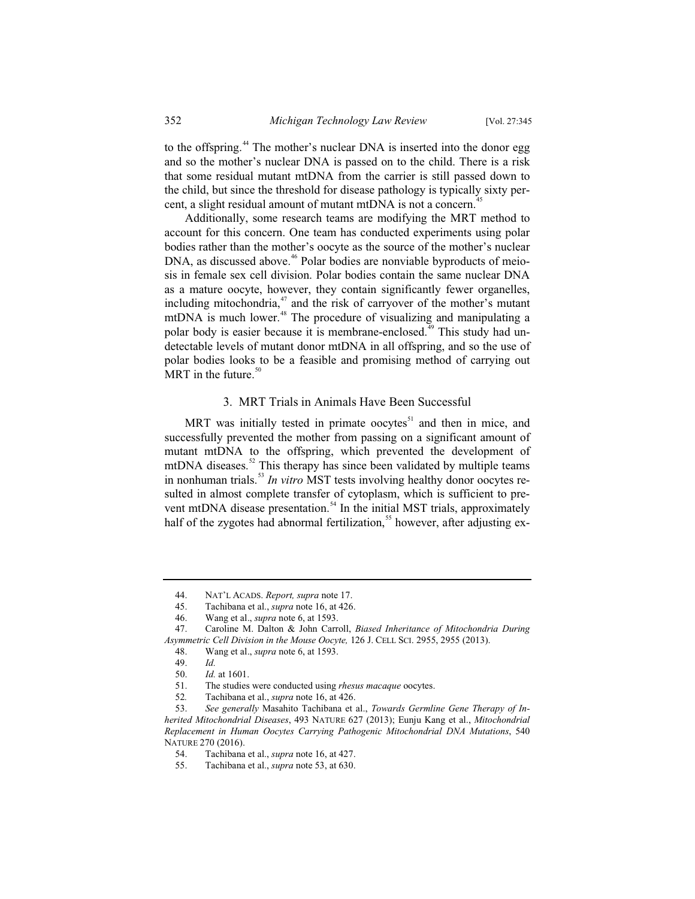to the offspring.[44] The mother's nuclear DNA is inserted into the donor egg and so the mother's nuclear DNA is passed on to the child. There is a risk that some residual mutant mtDNA from the carrier is still passed down to the child, but since the threshold for disease pathology is typically sixty percent, a slight residual amount of mutant mtDNA is not a concern.[45]

Additionally, some research teams are modifying the MRT method to account for this concern. One team has conducted experiments using polar bodies rather than the mother's oocyte as the source of the mother's nuclear DNA, as discussed above.[46] Polar bodies are nonviable byproducts of meiosis in female sex cell division. Polar bodies contain the same nuclear DNA as a mature oocyte, however, they contain significantly fewer organelles, including mitochondria,[47] and the risk of carryover of the mother's mutant mtDNA is much lower.[48] The procedure of visualizing and manipulating a polar body is easier because it is membrane-enclosed.[49] This study had undetectable levels of mutant donor mtDNA in all offspring, and so the use of polar bodies looks to be a feasible and promising method of carrying out MRT in the future.[50]

### 3. MRT Trials in Animals Have Been Successful

MRT was initially tested in primate oocytes[51] and then in mice, and successfully prevented the mother from passing on a significant amount of mutant mtDNA to the offspring, which prevented the development of mtDNA diseases.[52] This therapy has since been validated by multiple teams in nonhuman trials.[53] *In vitro* MST tests involving healthy donor oocytes resulted in almost complete transfer of cytoplasm, which is sufficient to prevent mtDNA disease presentation.[54] In the initial MST trials, approximately half of the zygotes had abnormal fertilization,[55] however, after adjusting ex-

---

44. NAT'L ACADS. *Report, supra* note 17.

45. Tachibana et al., *supra* note 16, at 426.

46. Wang et al., *supra* note 6, at 1593.

47. Caroline M. Dalton & John Carroll, *Biased Inheritance of Mitochondria During Asymmetric Cell Division in the Mouse Oocyte,* 126 J. CELL SCI. 2955, 2955 (2013).

48. Wang et al., *supra* note 6, at 1593.

49. *Id.*

50. *Id.* at 1601.

51. The studies were conducted using *rhesus macaque* oocytes.

52. Tachibana et al., *supra* note 16, at 426.

53. *See generally* Masahito Tachibana et al., *Towards Germline Gene Therapy of Inherited Mitochondrial Diseases*, 493 NATURE 627 (2013); Eunju Kang et al., *Mitochondrial Replacement in Human Oocytes Carrying Pathogenic Mitochondrial DNA Mutations*, 540 NATURE 270 (2016).

54. Tachibana et al., *supra* note 16, at 427.

55. Tachibana et al., *supra* note 53, at 630.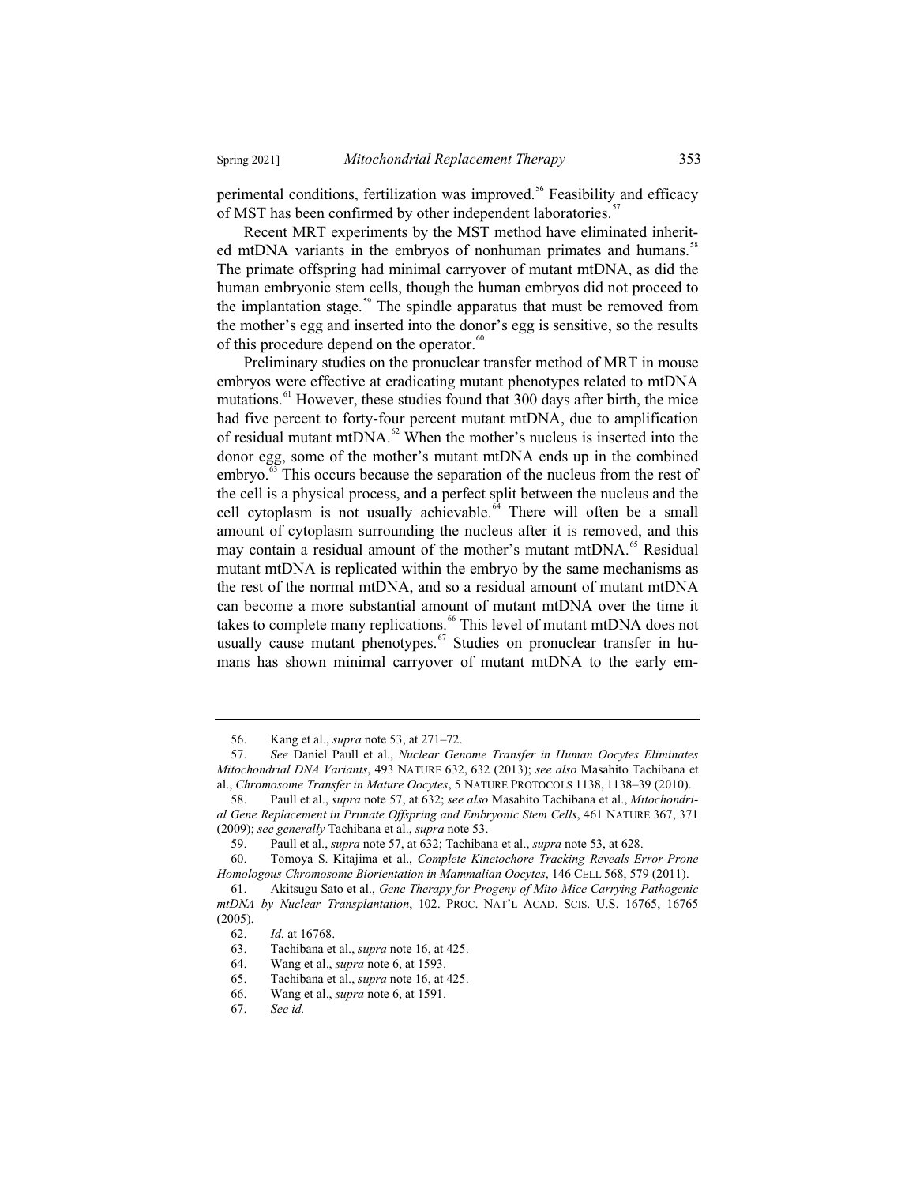perimental conditions, fertilization was improved.[56] Feasibility and efficacy of MST has been confirmed by other independent laboratories.[57]

Recent MRT experiments by the MST method have eliminated inherited mtDNA variants in the embryos of nonhuman primates and humans.[58] The primate offspring had minimal carryover of mutant mtDNA, as did the human embryonic stem cells, though the human embryos did not proceed to the implantation stage.[59] The spindle apparatus that must be removed from the mother's egg and inserted into the donor's egg is sensitive, so the results of this procedure depend on the operator.[60]

Preliminary studies on the pronuclear transfer method of MRT in mouse embryos were effective at eradicating mutant phenotypes related to mtDNA mutations.[61] However, these studies found that 300 days after birth, the mice had five percent to forty-four percent mutant mtDNA, due to amplification of residual mutant mtDNA.[62] When the mother's nucleus is inserted into the donor egg, some of the mother's mutant mtDNA ends up in the combined embryo.[63] This occurs because the separation of the nucleus from the rest of the cell is a physical process, and a perfect split between the nucleus and the cell cytoplasm is not usually achievable.[64] There will often be a small amount of cytoplasm surrounding the nucleus after it is removed, and this may contain a residual amount of the mother's mutant mtDNA.[65] Residual mutant mtDNA is replicated within the embryo by the same mechanisms as the rest of the normal mtDNA, and so a residual amount of mutant mtDNA can become a more substantial amount of mutant mtDNA over the time it takes to complete many replications.[66] This level of mutant mtDNA does not usually cause mutant phenotypes.[67] Studies on pronuclear transfer in humans has shown minimal carryover of mutant mtDNA to the early em-

---

56. Kang et al., *supra* note 53, at 271–72.

57. *See* Daniel Paull et al., *Nuclear Genome Transfer in Human Oocytes Eliminates Mitochondrial DNA Variants*, 493 NATURE 632, 632 (2013); *see also* Masahito Tachibana et al., *Chromosome Transfer in Mature Oocytes*, 5 NATURE PROTOCOLS 1138, 1138–39 (2010).

58. Paull et al., *supra* note 57, at 632; *see also* Masahito Tachibana et al., *Mitochondrial Gene Replacement in Primate Offspring and Embryonic Stem Cells*, 461 NATURE 367, 371 (2009); *see generally* Tachibana et al., *supra* note 53.

59. Paull et al., *supra* note 57, at 632; Tachibana et al., *supra* note 53, at 628.

60. Tomoya S. Kitajima et al., *Complete Kinetochore Tracking Reveals Error-Prone Homologous Chromosome Biorientation in Mammalian Oocytes*, 146 CELL 568, 579 (2011).

61. Akitsugu Sato et al., *Gene Therapy for Progeny of Mito-Mice Carrying Pathogenic mtDNA by Nuclear Transplantation*, 102. PROC. NAT'L ACAD. SCIS. U.S. 16765, 16765 (2005).

62. *Id.* at 16768.

63. Tachibana et al., *supra* note 16, at 425.

64. Wang et al., *supra* note 6, at 1593.

65. Tachibana et al., *supra* note 16, at 425.

66. Wang et al., *supra* note 6, at 1591.

67. *See id.*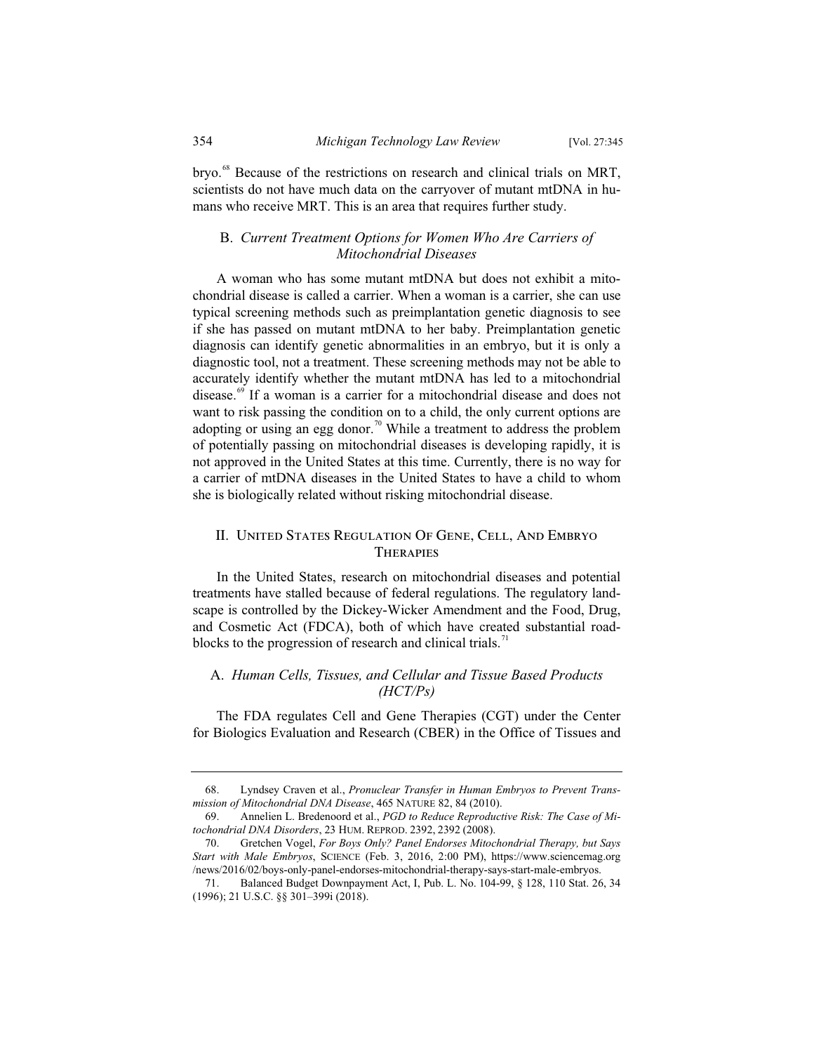bryo.[68] Because of the restrictions on research and clinical trials on MRT, scientists do not have much data on the carryover of mutant mtDNA in humans who receive MRT. This is an area that requires further study.

### B. *Current Treatment Options for Women Who Are Carriers of Mitochondrial Diseases*

A woman who has some mutant mtDNA but does not exhibit a mitochondrial disease is called a carrier. When a woman is a carrier, she can use typical screening methods such as preimplantation genetic diagnosis to see if she has passed on mutant mtDNA to her baby. Preimplantation genetic diagnosis can identify genetic abnormalities in an embryo, but it is only a diagnostic tool, not a treatment. These screening methods may not be able to accurately identify whether the mutant mtDNA has led to a mitochondrial disease.[69] If a woman is a carrier for a mitochondrial disease and does not want to risk passing the condition on to a child, the only current options are adopting or using an egg donor.[70] While a treatment to address the problem of potentially passing on mitochondrial diseases is developing rapidly, it is not approved in the United States at this time. Currently, there is no way for a carrier of mtDNA diseases in the United States to have a child to whom she is biologically related without risking mitochondrial disease.

## II. United States Regulation Of Gene, Cell, And Embryo Therapies

In the United States, research on mitochondrial diseases and potential treatments have stalled because of federal regulations. The regulatory landscape is controlled by the Dickey-Wicker Amendment and the Food, Drug, and Cosmetic Act (FDCA), both of which have created substantial roadblocks to the progression of research and clinical trials.[71]

### A. *Human Cells, Tissues, and Cellular and Tissue Based Products (HCT/Ps)*

The FDA regulates Cell and Gene Therapies (CGT) under the Center for Biologics Evaluation and Research (CBER) in the Office of Tissues and

---

68. Lyndsey Craven et al., *Pronuclear Transfer in Human Embryos to Prevent Transmission of Mitochondrial DNA Disease*, 465 Nature 82, 84 (2010).

69. Annelien L. Bredenoord et al., *PGD to Reduce Reproductive Risk: The Case of Mitochondrial DNA Disorders*, 23 Hum. Reprod. 2392, 2392 (2008).

70. Gretchen Vogel, *For Boys Only? Panel Endorses Mitochondrial Therapy, but Says Start with Male Embryos*, Science (Feb. 3, 2016, 2:00 PM), https://www.sciencemag.org/news/2016/02/boys-only-panel-endorses-mitochondrial-therapy-says-start-male-embryos.

71. Balanced Budget Downpayment Act, I, Pub. L. No. 104-99, § 128, 110 Stat. 26, 34 (1996); 21 U.S.C. §§ 301–399i (2018).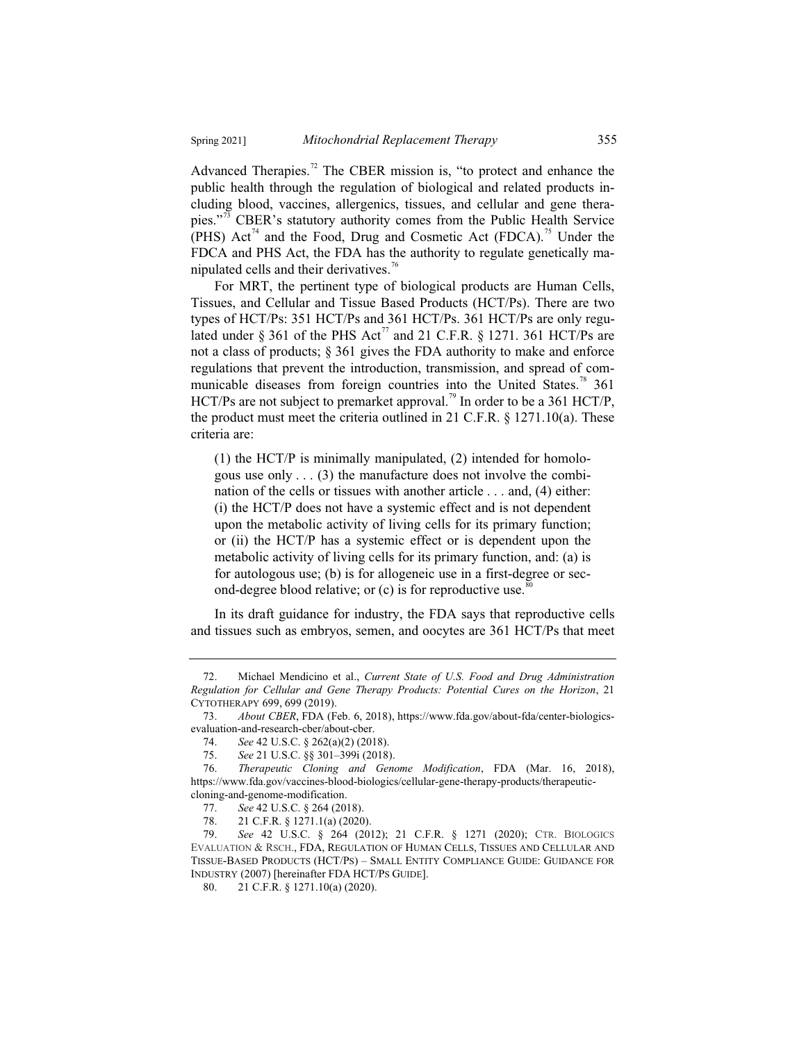Advanced Therapies.[72] The CBER mission is, "to protect and enhance the public health through the regulation of biological and related products including blood, vaccines, allergenics, tissues, and cellular and gene therapies."[73] CBER's statutory authority comes from the Public Health Service (PHS) Act[74] and the Food, Drug and Cosmetic Act (FDCA).[75] Under the FDCA and PHS Act, the FDA has the authority to regulate genetically manipulated cells and their derivatives.[76]

For MRT, the pertinent type of biological products are Human Cells, Tissues, and Cellular and Tissue Based Products (HCT/Ps). There are two types of HCT/Ps: 351 HCT/Ps and 361 HCT/Ps. 361 HCT/Ps are only regulated under § 361 of the PHS Act[77] and 21 C.F.R. § 1271. 361 HCT/Ps are not a class of products; § 361 gives the FDA authority to make and enforce regulations that prevent the introduction, transmission, and spread of communicable diseases from foreign countries into the United States.[78] 361 HCT/Ps are not subject to premarket approval.[79] In order to be a 361 HCT/P, the product must meet the criteria outlined in 21 C.F.R. § 1271.10(a). These criteria are:

> (1) the HCT/P is minimally manipulated, (2) intended for homologous use only . . . (3) the manufacture does not involve the combination of the cells or tissues with another article . . . and, (4) either: (i) the HCT/P does not have a systemic effect and is not dependent upon the metabolic activity of living cells for its primary function; or (ii) the HCT/P has a systemic effect or is dependent upon the metabolic activity of living cells for its primary function, and: (a) is for autologous use; (b) is for allogeneic use in a first-degree or second-degree blood relative; or (c) is for reproductive use.[80]

In its draft guidance for industry, the FDA says that reproductive cells and tissues such as embryos, semen, and oocytes are 361 HCT/Ps that meet

---

72. Michael Mendicino et al., *Current State of U.S. Food and Drug Administration Regulation for Cellular and Gene Therapy Products: Potential Cures on the Horizon*, 21 CYTOTHERAPY 699, 699 (2019).

73. *About CBER*, FDA (Feb. 6, 2018), https://www.fda.gov/about-fda/center-biologics-evaluation-and-research-cber/about-cber.

74. *See* 42 U.S.C. § 262(a)(2) (2018).

75. *See* 21 U.S.C. §§ 301–399i (2018).

76. *Therapeutic Cloning and Genome Modification*, FDA (Mar. 16, 2018), https://www.fda.gov/vaccines-blood-biologics/cellular-gene-therapy-products/therapeutic-cloning-and-genome-modification.

77. *See* 42 U.S.C. § 264 (2018).

78. 21 C.F.R. § 1271.1(a) (2020).

79. *See* 42 U.S.C. § 264 (2012); 21 C.F.R. § 1271 (2020); CTR. BIOLOGICS EVALUATION & RSCH., FDA, REGULATION OF HUMAN CELLS, TISSUES AND CELLULAR AND TISSUE-BASED PRODUCTS (HCT/PS) – SMALL ENTITY COMPLIANCE GUIDE: GUIDANCE FOR INDUSTRY (2007) [hereinafter FDA HCT/PS GUIDE].

80. 21 C.F.R. § 1271.10(a) (2020).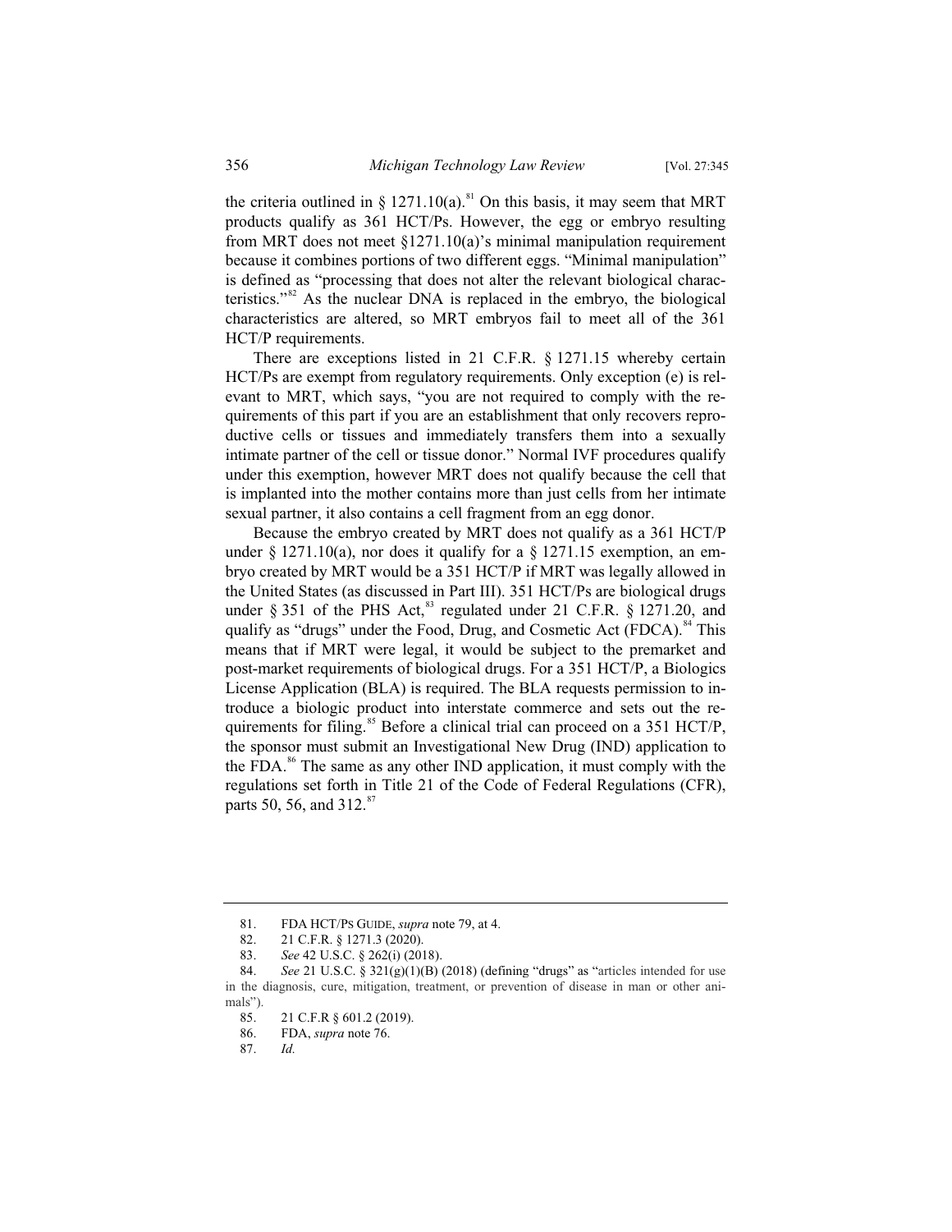the criteria outlined in § 1271.10(a).[81] On this basis, it may seem that MRT products qualify as 361 HCT/Ps. However, the egg or embryo resulting from MRT does not meet §1271.10(a)'s minimal manipulation requirement because it combines portions of two different eggs. "Minimal manipulation" is defined as "processing that does not alter the relevant biological characteristics."[82] As the nuclear DNA is replaced in the embryo, the biological characteristics are altered, so MRT embryos fail to meet all of the 361 HCT/P requirements.

There are exceptions listed in 21 C.F.R. § 1271.15 whereby certain HCT/Ps are exempt from regulatory requirements. Only exception (e) is relevant to MRT, which says, "you are not required to comply with the requirements of this part if you are an establishment that only recovers reproductive cells or tissues and immediately transfers them into a sexually intimate partner of the cell or tissue donor." Normal IVF procedures qualify under this exemption, however MRT does not qualify because the cell that is implanted into the mother contains more than just cells from her intimate sexual partner, it also contains a cell fragment from an egg donor.

Because the embryo created by MRT does not qualify as a 361 HCT/P under § 1271.10(a), nor does it qualify for a § 1271.15 exemption, an embryo created by MRT would be a 351 HCT/P if MRT was legally allowed in the United States (as discussed in Part III). 351 HCT/Ps are biological drugs under § 351 of the PHS Act,[83] regulated under 21 C.F.R. § 1271.20, and qualify as "drugs" under the Food, Drug, and Cosmetic Act (FDCA).[84] This means that if MRT were legal, it would be subject to the premarket and post-market requirements of biological drugs. For a 351 HCT/P, a Biologics License Application (BLA) is required. The BLA requests permission to introduce a biologic product into interstate commerce and sets out the requirements for filing.[85] Before a clinical trial can proceed on a 351 HCT/P, the sponsor must submit an Investigational New Drug (IND) application to the FDA.[86] The same as any other IND application, it must comply with the regulations set forth in Title 21 of the Code of Federal Regulations (CFR), parts 50, 56, and 312.[87]

---

81. FDA HCT/PS GUIDE, *supra* note 79, at 4.
82. 21 C.F.R. § 1271.3 (2020).
83. *See* 42 U.S.C. § 262(i) (2018).
84. *See* 21 U.S.C. § 321(g)(1)(B) (2018) (defining "drugs" as "articles intended for use in the diagnosis, cure, mitigation, treatment, or prevention of disease in man or other animals").
85. 21 C.F.R § 601.2 (2019).
86. FDA, *supra* note 76.
87. *Id.*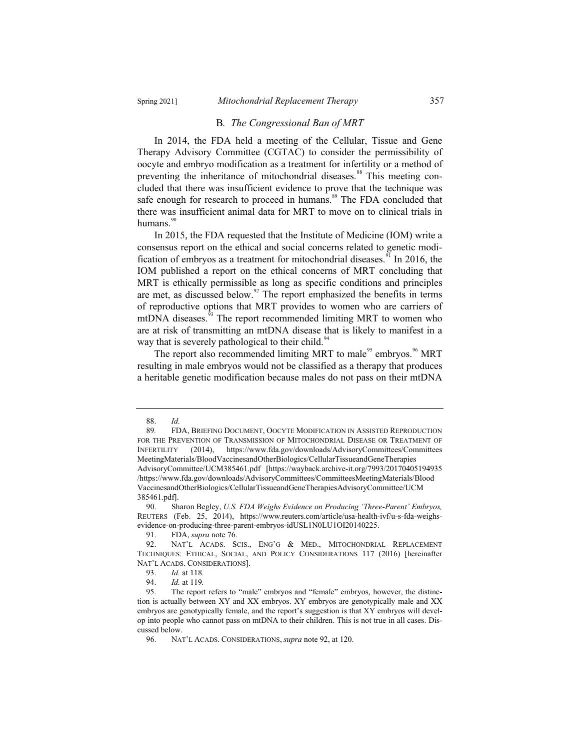### B. *The Congressional Ban of MRT*

In 2014, the FDA held a meeting of the Cellular, Tissue and Gene Therapy Advisory Committee (CGTAC) to consider the permissibility of oocyte and embryo modification as a treatment for infertility or a method of preventing the inheritance of mitochondrial diseases.[88] This meeting concluded that there was insufficient evidence to prove that the technique was safe enough for research to proceed in humans.[89] The FDA concluded that there was insufficient animal data for MRT to move on to clinical trials in humans.[90]

In 2015, the FDA requested that the Institute of Medicine (IOM) write a consensus report on the ethical and social concerns related to genetic modification of embryos as a treatment for mitochondrial diseases.[91] In 2016, the IOM published a report on the ethical concerns of MRT concluding that MRT is ethically permissible as long as specific conditions and principles are met, as discussed below.[92] The report emphasized the benefits in terms of reproductive options that MRT provides to women who are carriers of mtDNA diseases.[93] The report recommended limiting MRT to women who are at risk of transmitting an mtDNA disease that is likely to manifest in a way that is severely pathological to their child.[94]

The report also recommended limiting MRT to male[95] embryos.[96] MRT resulting in male embryos would not be classified as a therapy that produces a heritable genetic modification because males do not pass on their mtDNA

---

88. *Id.*

89. FDA, BRIEFING DOCUMENT, OOCYTE MODIFICATION IN ASSISTED REPRODUCTION FOR THE PREVENTION OF TRANSMISSION OF MITOCHONDRIAL DISEASE OR TREATMENT OF INFERTILITY (2014), https://www.fda.gov/downloads/AdvisoryCommittees/CommitteesMeetingMaterials/BloodVaccinesandOtherBiologics/CellularTissueandGeneTherapiesAdvisoryCommittee/UCM385461.pdf [https://wayback.archive-it.org/7993/20170405194935/https://www.fda.gov/downloads/AdvisoryCommittees/CommitteesMeetingMaterials/BloodVaccinesandOtherBiologics/CellularTissueandGeneTherapiesAdvisoryCommittee/UCM385461.pdf].

90. Sharon Begley, *U.S. FDA Weighs Evidence on Producing 'Three-Parent' Embryos,* REUTERS (Feb. 25, 2014), https://www.reuters.com/article/usa-health-ivf/u-s-fda-weighs-evidence-on-producing-three-parent-embryos-idUSL1N0LU1OI20140225.

91. FDA, *supra* note 76.

92. NAT'L ACADS. SCIS., ENG'G & MED., MITOCHONDRIAL REPLACEMENT TECHNIQUES: ETHICAL, SOCIAL, AND POLICY CONSIDERATIONS 117 (2016) [hereinafter NAT'L ACADS. CONSIDERATIONS].

93. *Id.* at 118*.*

94. *Id.* at 119*.*

95. The report refers to "male" embryos and "female" embryos, however, the distinction is actually between XY and XX embryos. XY embryos are genotypically male and XX embryos are genotypically female, and the report's suggestion is that XY embryos will develop into people who cannot pass on mtDNA to their children. This is not true in all cases. Discussed below.

96. NAT'L ACADS. CONSIDERATIONS, *supra* note 92, at 120.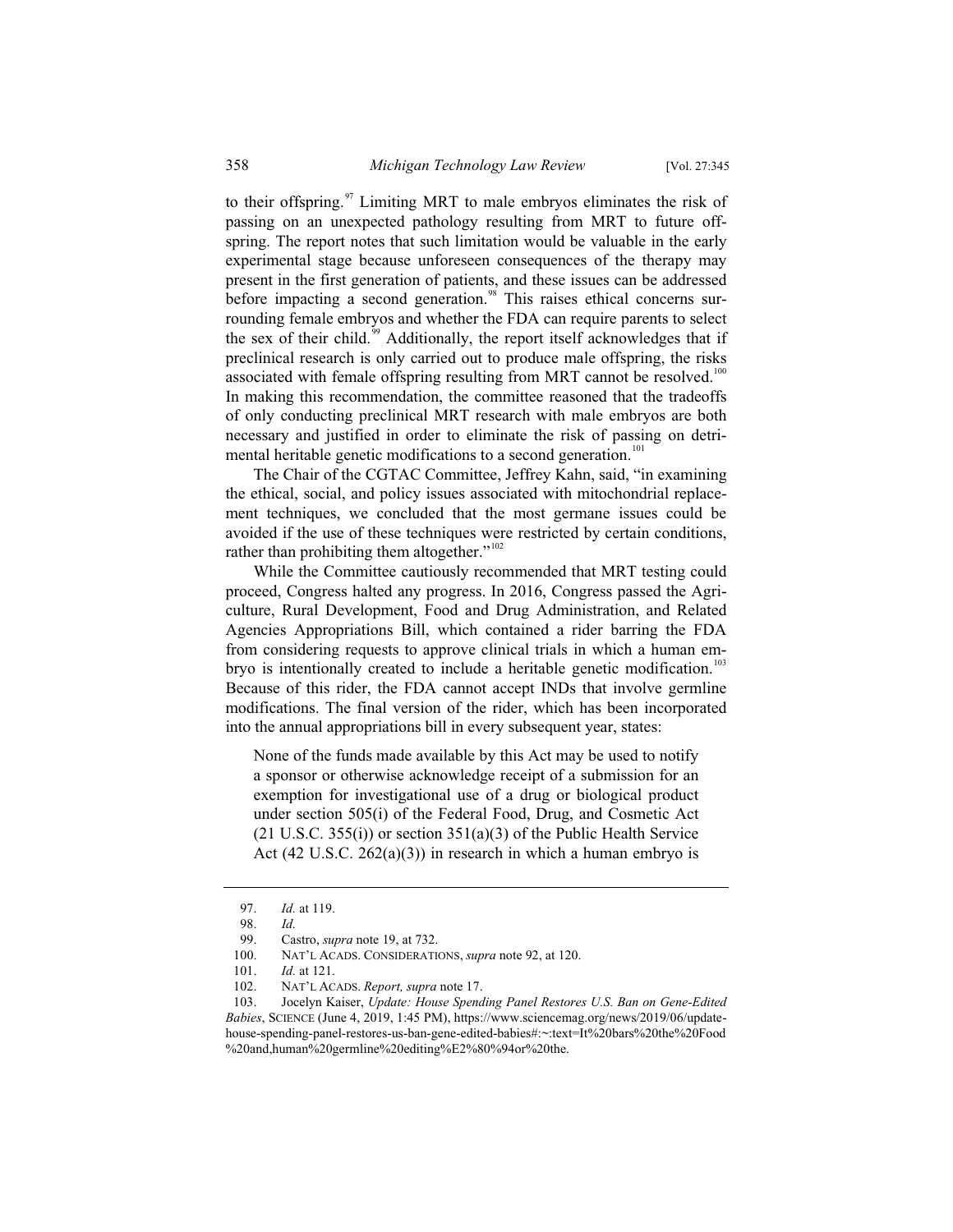to their offspring.[97] Limiting MRT to male embryos eliminates the risk of passing on an unexpected pathology resulting from MRT to future offspring. The report notes that such limitation would be valuable in the early experimental stage because unforeseen consequences of the therapy may present in the first generation of patients, and these issues can be addressed before impacting a second generation.[98] This raises ethical concerns surrounding female embryos and whether the FDA can require parents to select the sex of their child.[99] Additionally, the report itself acknowledges that if preclinical research is only carried out to produce male offspring, the risks associated with female offspring resulting from MRT cannot be resolved.[100] In making this recommendation, the committee reasoned that the tradeoffs of only conducting preclinical MRT research with male embryos are both necessary and justified in order to eliminate the risk of passing on detrimental heritable genetic modifications to a second generation.[101]

The Chair of the CGTAC Committee, Jeffrey Kahn, said, "in examining the ethical, social, and policy issues associated with mitochondrial replacement techniques, we concluded that the most germane issues could be avoided if the use of these techniques were restricted by certain conditions, rather than prohibiting them altogether."[102]

While the Committee cautiously recommended that MRT testing could proceed, Congress halted any progress. In 2016, Congress passed the Agriculture, Rural Development, Food and Drug Administration, and Related Agencies Appropriations Bill, which contained a rider barring the FDA from considering requests to approve clinical trials in which a human embryo is intentionally created to include a heritable genetic modification.[103] Because of this rider, the FDA cannot accept INDs that involve germline modifications. The final version of the rider, which has been incorporated into the annual appropriations bill in every subsequent year, states:

> None of the funds made available by this Act may be used to notify a sponsor or otherwise acknowledge receipt of a submission for an exemption for investigational use of a drug or biological product under section 505(i) of the Federal Food, Drug, and Cosmetic Act (21 U.S.C. 355(i)) or section 351(a)(3) of the Public Health Service Act (42 U.S.C. 262(a)(3)) in research in which a human embryo is

---

97. *Id.* at 119.
98. *Id.*
99. Castro, *supra* note 19, at 732.
100. NAT'L ACADS. CONSIDERATIONS, *supra* note 92, at 120.
101. *Id.* at 121.
102. NAT'L ACADS. *Report, supra* note 17.
103. Jocelyn Kaiser, *Update: House Spending Panel Restores U.S. Ban on Gene-Edited Babies*, SCIENCE (June 4, 2019, 1:45 PM), https://www.sciencemag.org/news/2019/06/update-house-spending-panel-restores-us-ban-gene-edited-babies#:~:text=It%20bars%20the%20Food%20and,human%20germline%20editing%E2%80%94or%20the.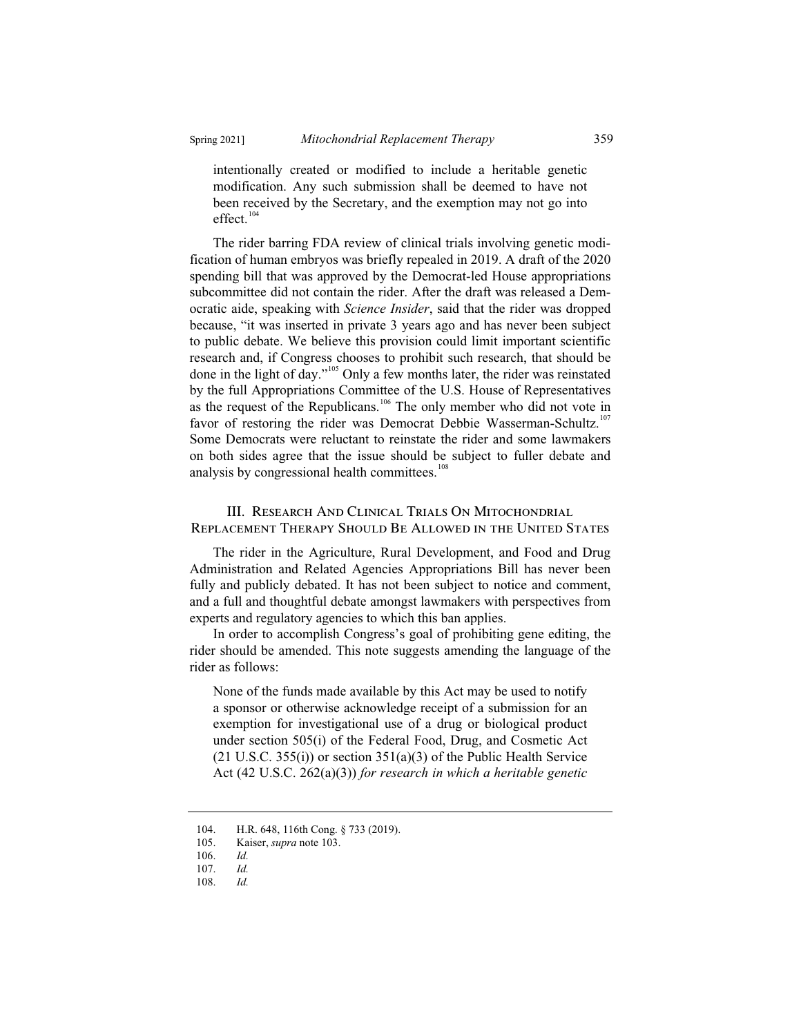> intentionally created or modified to include a heritable genetic modification. Any such submission shall be deemed to have not been received by the Secretary, and the exemption may not go into effect.[104]

The rider barring FDA review of clinical trials involving genetic modification of human embryos was briefly repealed in 2019. A draft of the 2020 spending bill that was approved by the Democrat-led House appropriations subcommittee did not contain the rider. After the draft was released a Democratic aide, speaking with *Science Insider*, said that the rider was dropped because, "it was inserted in private 3 years ago and has never been subject to public debate. We believe this provision could limit important scientific research and, if Congress chooses to prohibit such research, that should be done in the light of day."[105] Only a few months later, the rider was reinstated by the full Appropriations Committee of the U.S. House of Representatives as the request of the Republicans.[106] The only member who did not vote in favor of restoring the rider was Democrat Debbie Wasserman-Schultz.[107] Some Democrats were reluctant to reinstate the rider and some lawmakers on both sides agree that the issue should be subject to fuller debate and analysis by congressional health committees.[108]

## III. Research And Clinical Trials On Mitochondrial Replacement Therapy Should Be Allowed in the United States

The rider in the Agriculture, Rural Development, and Food and Drug Administration and Related Agencies Appropriations Bill has never been fully and publicly debated. It has not been subject to notice and comment, and a full and thoughtful debate amongst lawmakers with perspectives from experts and regulatory agencies to which this ban applies.

In order to accomplish Congress's goal of prohibiting gene editing, the rider should be amended. This note suggests amending the language of the rider as follows:

> None of the funds made available by this Act may be used to notify a sponsor or otherwise acknowledge receipt of a submission for an exemption for investigational use of a drug or biological product under section 505(i) of the Federal Food, Drug, and Cosmetic Act (21 U.S.C. 355(i)) or section 351(a)(3) of the Public Health Service Act (42 U.S.C. 262(a)(3)) *for research in which a heritable genetic*

---

104. H.R. 648, 116th Cong. § 733 (2019).
105. Kaiser, *supra* note 103.
106. *Id.*
107. *Id.*
108. *Id.*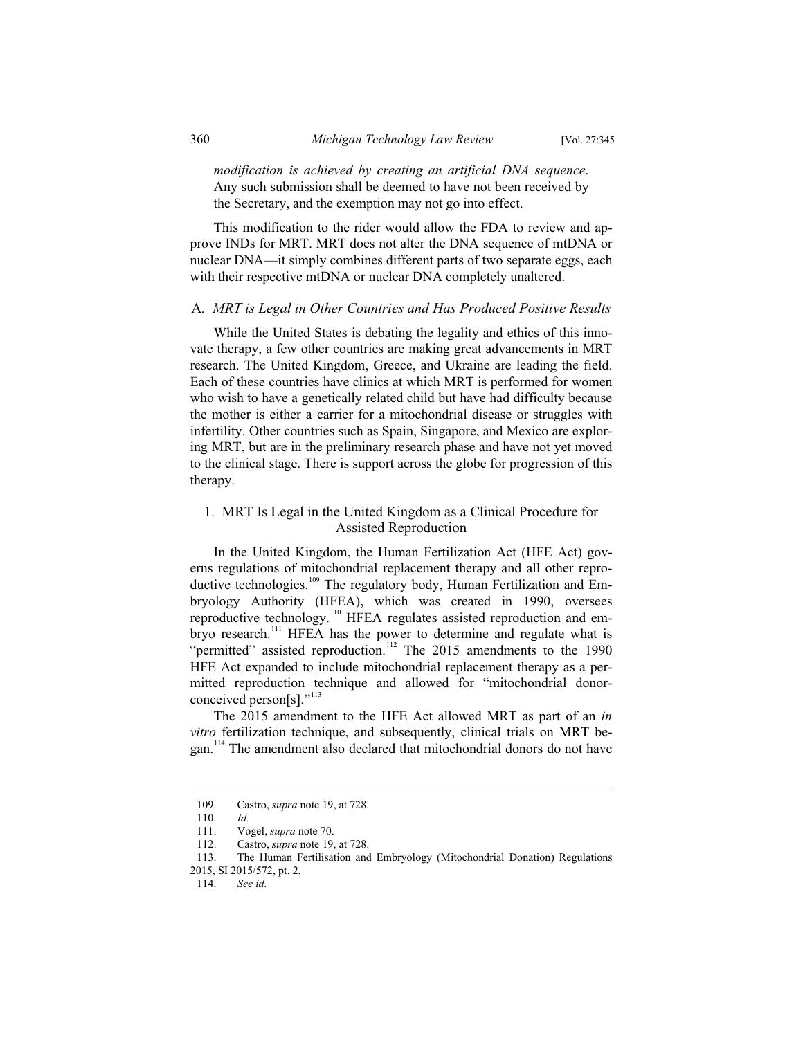*modification is achieved by creating an artificial DNA sequence*. Any such submission shall be deemed to have not been received by the Secretary, and the exemption may not go into effect.

This modification to the rider would allow the FDA to review and approve INDs for MRT. MRT does not alter the DNA sequence of mtDNA or nuclear DNA—it simply combines different parts of two separate eggs, each with their respective mtDNA or nuclear DNA completely unaltered.

### A. *MRT is Legal in Other Countries and Has Produced Positive Results*

While the United States is debating the legality and ethics of this innovate therapy, a few other countries are making great advancements in MRT research. The United Kingdom, Greece, and Ukraine are leading the field. Each of these countries have clinics at which MRT is performed for women who wish to have a genetically related child but have had difficulty because the mother is either a carrier for a mitochondrial disease or struggles with infertility. Other countries such as Spain, Singapore, and Mexico are exploring MRT, but are in the preliminary research phase and have not yet moved to the clinical stage. There is support across the globe for progression of this therapy.

#### 1. MRT Is Legal in the United Kingdom as a Clinical Procedure for Assisted Reproduction

In the United Kingdom, the Human Fertilization Act (HFE Act) governs regulations of mitochondrial replacement therapy and all other reproductive technologies.[109] The regulatory body, Human Fertilization and Embryology Authority (HFEA), which was created in 1990, oversees reproductive technology.[110] HFEA regulates assisted reproduction and embryo research.[111] HFEA has the power to determine and regulate what is "permitted" assisted reproduction.[112] The 2015 amendments to the 1990 HFE Act expanded to include mitochondrial replacement therapy as a permitted reproduction technique and allowed for "mitochondrial donor-conceived person[s]."[113]

The 2015 amendment to the HFE Act allowed MRT as part of an *in vitro* fertilization technique, and subsequently, clinical trials on MRT began.[114] The amendment also declared that mitochondrial donors do not have

---

109. Castro, *supra* note 19, at 728.

110. *Id.*

111. Vogel, *supra* note 70.

112. Castro, *supra* note 19, at 728.

113. The Human Fertilisation and Embryology (Mitochondrial Donation) Regulations 2015, SI 2015/572, pt. 2.

114. *See id.*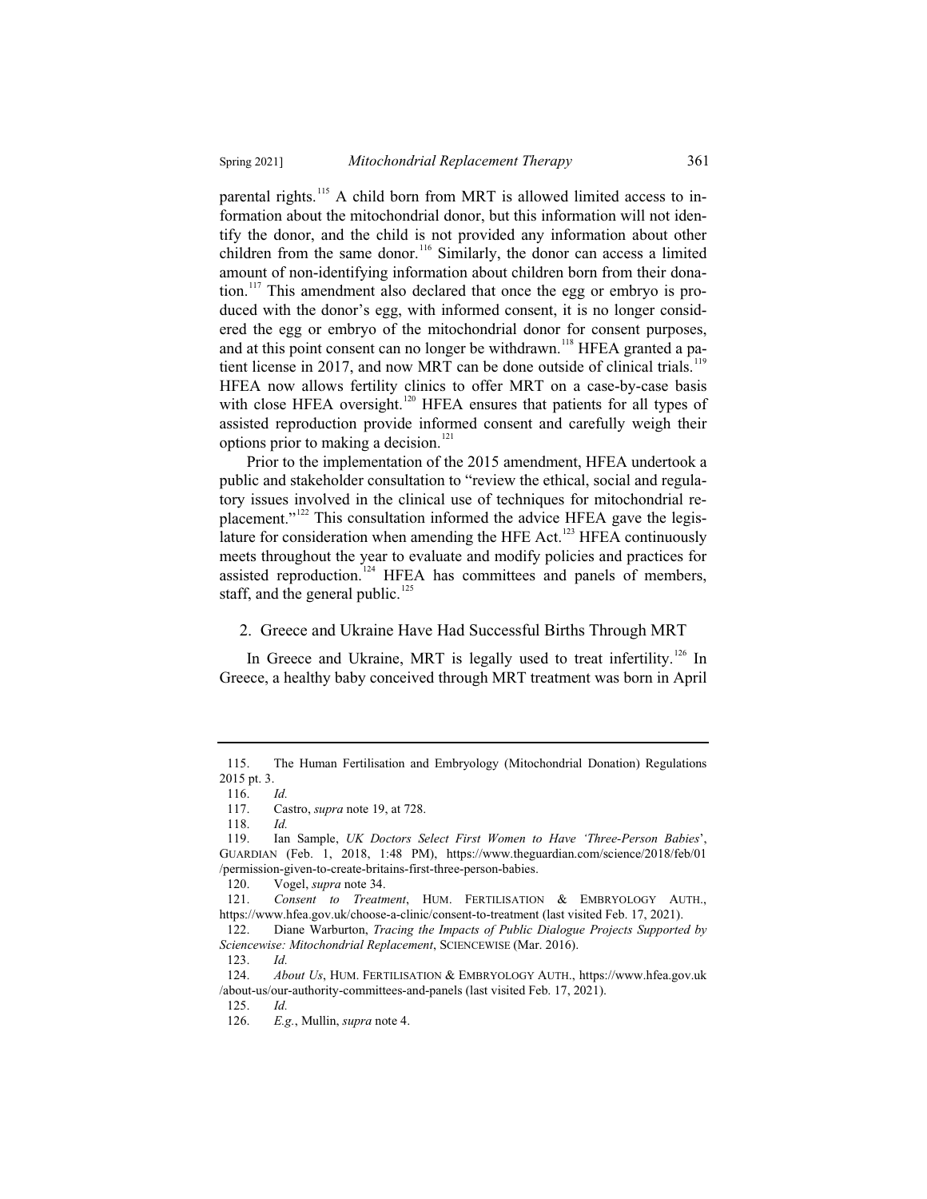parental rights.[115] A child born from MRT is allowed limited access to information about the mitochondrial donor, but this information will not identify the donor, and the child is not provided any information about other children from the same donor.[116] Similarly, the donor can access a limited amount of non-identifying information about children born from their donation.[117] This amendment also declared that once the egg or embryo is produced with the donor's egg, with informed consent, it is no longer considered the egg or embryo of the mitochondrial donor for consent purposes, and at this point consent can no longer be withdrawn.[118] HFEA granted a patient license in 2017, and now MRT can be done outside of clinical trials.[119] HFEA now allows fertility clinics to offer MRT on a case-by-case basis with close HFEA oversight.[120] HFEA ensures that patients for all types of assisted reproduction provide informed consent and carefully weigh their options prior to making a decision.[121]

Prior to the implementation of the 2015 amendment, HFEA undertook a public and stakeholder consultation to "review the ethical, social and regulatory issues involved in the clinical use of techniques for mitochondrial replacement."[122] This consultation informed the advice HFEA gave the legislature for consideration when amending the HFE Act.[123] HFEA continuously meets throughout the year to evaluate and modify policies and practices for assisted reproduction.[124] HFEA has committees and panels of members, staff, and the general public.[125]

### 2. Greece and Ukraine Have Had Successful Births Through MRT

In Greece and Ukraine, MRT is legally used to treat infertility.[126] In Greece, a healthy baby conceived through MRT treatment was born in April

---

115. The Human Fertilisation and Embryology (Mitochondrial Donation) Regulations 2015 pt. 3.

116. *Id.*

117. Castro, *supra* note 19, at 728.

118. *Id.*

119. Ian Sample, *UK Doctors Select First Women to Have 'Three-Person Babies'*, GUARDIAN (Feb. 1, 2018, 1:48 PM), https://www.theguardian.com/science/2018/feb/01/permission-given-to-create-britains-first-three-person-babies.

120. Vogel, *supra* note 34.

121. *Consent to Treatment*, HUM. FERTILISATION & EMBRYOLOGY AUTH., https://www.hfea.gov.uk/choose-a-clinic/consent-to-treatment (last visited Feb. 17, 2021).

122. Diane Warburton, *Tracing the Impacts of Public Dialogue Projects Supported by Sciencewise: Mitochondrial Replacement*, SCIENCEWISE (Mar. 2016).

123. *Id.*

124. *About Us*, HUM. FERTILISATION & EMBRYOLOGY AUTH., https://www.hfea.gov.uk/about-us/our-authority-committees-and-panels (last visited Feb. 17, 2021).

125. *Id.*

126. *E.g.*, Mullin, *supra* note 4.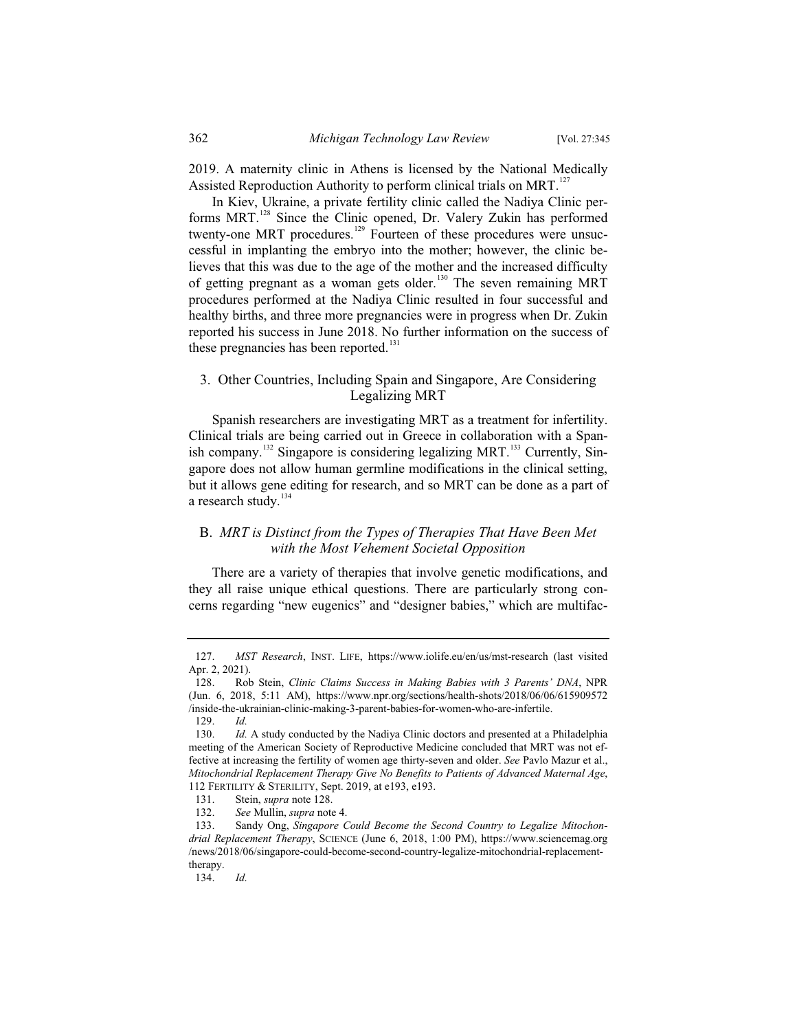2019. A maternity clinic in Athens is licensed by the National Medically Assisted Reproduction Authority to perform clinical trials on MRT.[127]

In Kiev, Ukraine, a private fertility clinic called the Nadiya Clinic performs MRT.[128] Since the Clinic opened, Dr. Valery Zukin has performed twenty-one MRT procedures.[129] Fourteen of these procedures were unsuccessful in implanting the embryo into the mother; however, the clinic believes that this was due to the age of the mother and the increased difficulty of getting pregnant as a woman gets older.[130] The seven remaining MRT procedures performed at the Nadiya Clinic resulted in four successful and healthy births, and three more pregnancies were in progress when Dr. Zukin reported his success in June 2018. No further information on the success of these pregnancies has been reported.[131]

### 3. Other Countries, Including Spain and Singapore, Are Considering Legalizing MRT

Spanish researchers are investigating MRT as a treatment for infertility. Clinical trials are being carried out in Greece in collaboration with a Spanish company.[132] Singapore is considering legalizing MRT.[133] Currently, Singapore does not allow human germline modifications in the clinical setting, but it allows gene editing for research, and so MRT can be done as a part of a research study.[134]

## B. *MRT is Distinct from the Types of Therapies That Have Been Met with the Most Vehement Societal Opposition*

There are a variety of therapies that involve genetic modifications, and they all raise unique ethical questions. There are particularly strong concerns regarding "new eugenics" and "designer babies," which are multifac-

---

127. *MST Research*, INST. LIFE, https://www.iolife.eu/en/us/mst-research (last visited Apr. 2, 2021).

128. Rob Stein, *Clinic Claims Success in Making Babies with 3 Parents' DNA*, NPR (Jun. 6, 2018, 5:11 AM), https://www.npr.org/sections/health-shots/2018/06/06/615909572/inside-the-ukrainian-clinic-making-3-parent-babies-for-women-who-are-infertile.

129. *Id.*

130. *Id.* A study conducted by the Nadiya Clinic doctors and presented at a Philadelphia meeting of the American Society of Reproductive Medicine concluded that MRT was not effective at increasing the fertility of women age thirty-seven and older. *See* Pavlo Mazur et al., *Mitochondrial Replacement Therapy Give No Benefits to Patients of Advanced Maternal Age*, 112 FERTILITY & STERILITY, Sept. 2019, at e193, e193.

131. Stein, *supra* note 128.

132. *See* Mullin, *supra* note 4.

133. Sandy Ong, *Singapore Could Become the Second Country to Legalize Mitochondrial Replacement Therapy*, SCIENCE (June 6, 2018, 1:00 PM), https://www.sciencemag.org/news/2018/06/singapore-could-become-second-country-legalize-mitochondrial-replacement-therapy.

134. *Id.*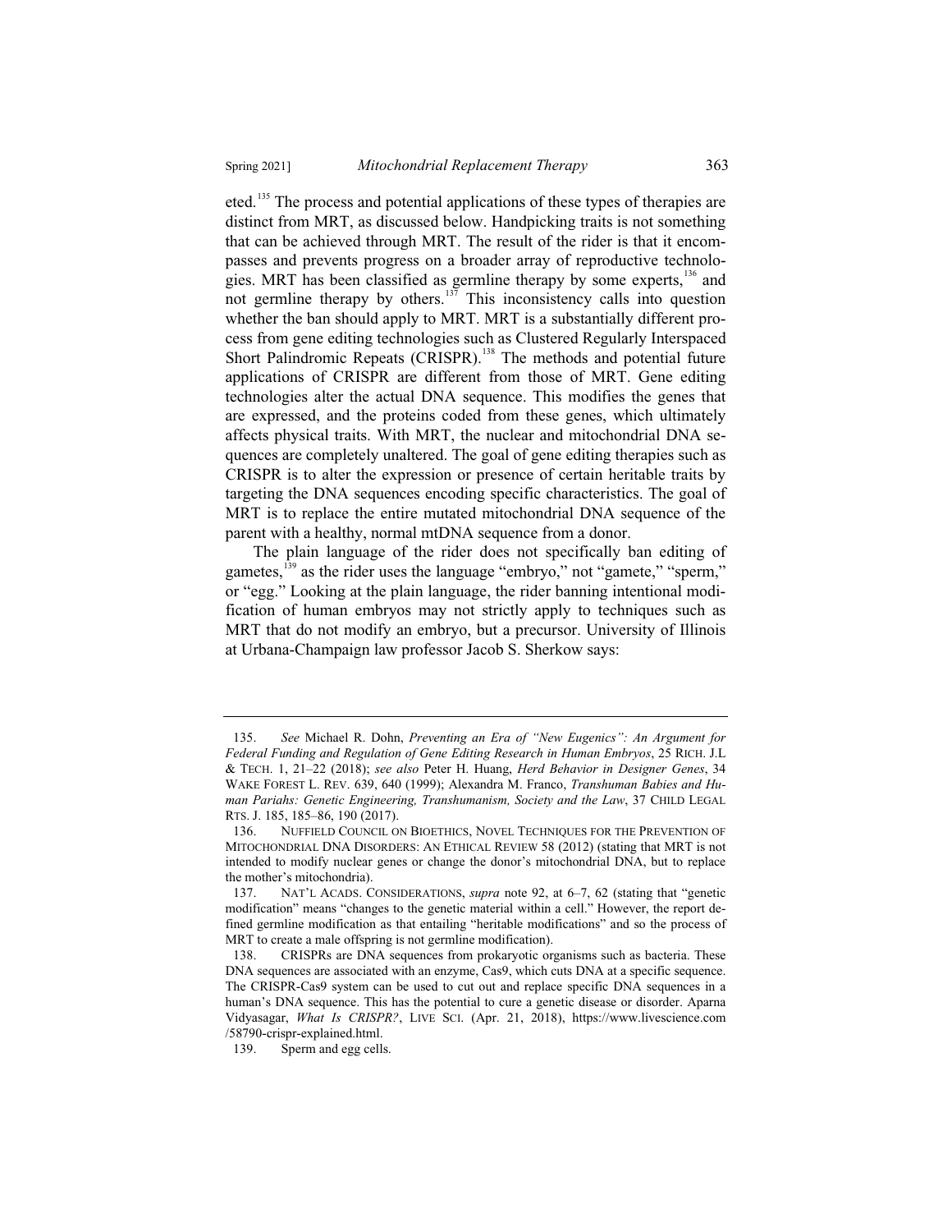eted.[135] The process and potential applications of these types of therapies are distinct from MRT, as discussed below. Handpicking traits is not something that can be achieved through MRT. The result of the rider is that it encompasses and prevents progress on a broader array of reproductive technologies. MRT has been classified as germline therapy by some experts,[136] and not germline therapy by others.[137] This inconsistency calls into question whether the ban should apply to MRT. MRT is a substantially different process from gene editing technologies such as Clustered Regularly Interspaced Short Palindromic Repeats (CRISPR).[138] The methods and potential future applications of CRISPR are different from those of MRT. Gene editing technologies alter the actual DNA sequence. This modifies the genes that are expressed, and the proteins coded from these genes, which ultimately affects physical traits. With MRT, the nuclear and mitochondrial DNA sequences are completely unaltered. The goal of gene editing therapies such as CRISPR is to alter the expression or presence of certain heritable traits by targeting the DNA sequences encoding specific characteristics. The goal of MRT is to replace the entire mutated mitochondrial DNA sequence of the parent with a healthy, normal mtDNA sequence from a donor.

The plain language of the rider does not specifically ban editing of gametes,[139] as the rider uses the language "embryo," not "gamete," "sperm," or "egg." Looking at the plain language, the rider banning intentional modification of human embryos may not strictly apply to techniques such as MRT that do not modify an embryo, but a precursor. University of Illinois at Urbana-Champaign law professor Jacob S. Sherkow says:

---

135. *See* Michael R. Dohn, *Preventing an Era of "New Eugenics": An Argument for Federal Funding and Regulation of Gene Editing Research in Human Embryos*, 25 RICH. J.L & TECH. 1, 21–22 (2018); *see also* Peter H. Huang, *Herd Behavior in Designer Genes*, 34 WAKE FOREST L. REV. 639, 640 (1999); Alexandra M. Franco, *Transhuman Babies and Human Pariahs: Genetic Engineering, Transhumanism, Society and the Law*, 37 CHILD LEGAL RTS. J. 185, 185–86, 190 (2017).

136. NUFFIELD COUNCIL ON BIOETHICS, NOVEL TECHNIQUES FOR THE PREVENTION OF MITOCHONDRIAL DNA DISORDERS: AN ETHICAL REVIEW 58 (2012) (stating that MRT is not intended to modify nuclear genes or change the donor's mitochondrial DNA, but to replace the mother's mitochondria).

137. NAT'L ACADS. CONSIDERATIONS, *supra* note 92, at 6–7, 62 (stating that "genetic modification" means "changes to the genetic material within a cell." However, the report defined germline modification as that entailing "heritable modifications" and so the process of MRT to create a male offspring is not germline modification).

138. CRISPRs are DNA sequences from prokaryotic organisms such as bacteria. These DNA sequences are associated with an enzyme, Cas9, which cuts DNA at a specific sequence. The CRISPR-Cas9 system can be used to cut out and replace specific DNA sequences in a human's DNA sequence. This has the potential to cure a genetic disease or disorder. Aparna Vidyasagar, *What Is CRISPR?*, LIVE SCI. (Apr. 21, 2018), https://www.livescience.com/58790-crispr-explained.html.

139. Sperm and egg cells.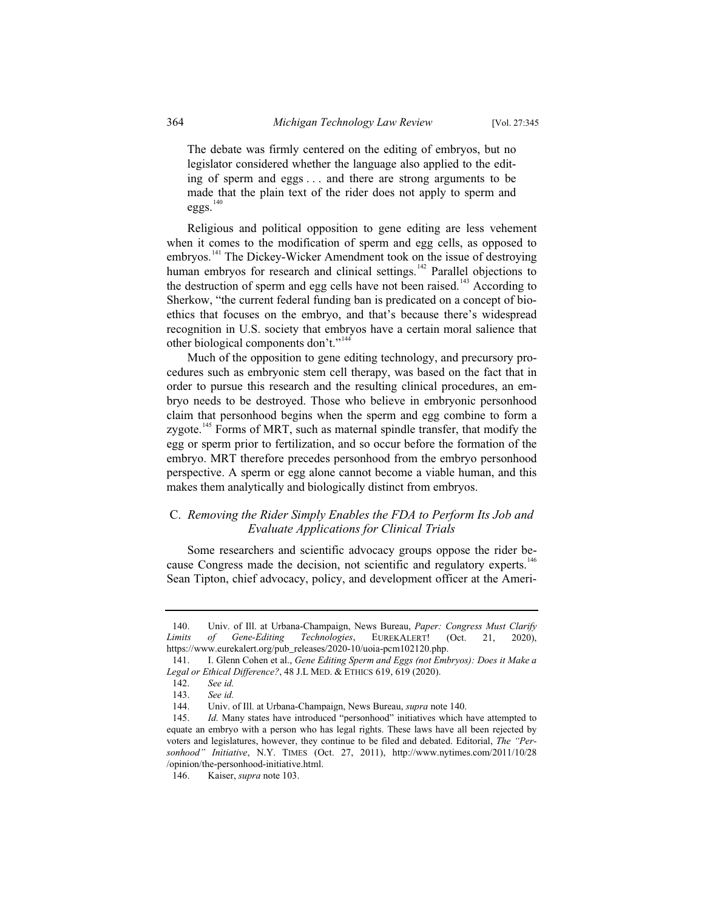> The debate was firmly centered on the editing of embryos, but no legislator considered whether the language also applied to the editing of sperm and eggs . . . and there are strong arguments to be made that the plain text of the rider does not apply to sperm and eggs.[140]

Religious and political opposition to gene editing are less vehement when it comes to the modification of sperm and egg cells, as opposed to embryos.[141] The Dickey-Wicker Amendment took on the issue of destroying human embryos for research and clinical settings.[142] Parallel objections to the destruction of sperm and egg cells have not been raised.[143] According to Sherkow, "the current federal funding ban is predicated on a concept of bioethics that focuses on the embryo, and that's because there's widespread recognition in U.S. society that embryos have a certain moral salience that other biological components don't."[144]

Much of the opposition to gene editing technology, and precursory procedures such as embryonic stem cell therapy, was based on the fact that in order to pursue this research and the resulting clinical procedures, an embryo needs to be destroyed. Those who believe in embryonic personhood claim that personhood begins when the sperm and egg combine to form a zygote.[145] Forms of MRT, such as maternal spindle transfer, that modify the egg or sperm prior to fertilization, and so occur before the formation of the embryo. MRT therefore precedes personhood from the embryo personhood perspective. A sperm or egg alone cannot become a viable human, and this makes them analytically and biologically distinct from embryos.

### C. *Removing the Rider Simply Enables the FDA to Perform Its Job and Evaluate Applications for Clinical Trials*

Some researchers and scientific advocacy groups oppose the rider because Congress made the decision, not scientific and regulatory experts.[146] Sean Tipton, chief advocacy, policy, and development officer at the Ameri-

---

140. Univ. of Ill. at Urbana-Champaign, News Bureau, *Paper: Congress Must Clarify Limits of Gene-Editing Technologies*, EUREKALERT! (Oct. 21, 2020), https://www.eurekalert.org/pub_releases/2020-10/uoia-pcm102120.php.

141. I. Glenn Cohen et al., *Gene Editing Sperm and Eggs (not Embryos): Does it Make a Legal or Ethical Difference?*, 48 J.L MED. & ETHICS 619, 619 (2020).

142. *See id.*

143. *See id.*

144. Univ. of Ill. at Urbana-Champaign, News Bureau, *supra* note 140.

145. *Id.* Many states have introduced "personhood" initiatives which have attempted to equate an embryo with a person who has legal rights. These laws have all been rejected by voters and legislatures, however, they continue to be filed and debated. Editorial, *The "Personhood" Initiative*, N.Y. TIMES (Oct. 27, 2011), http://www.nytimes.com/2011/10/28/opinion/the-personhood-initiative.html.

146. Kaiser, *supra* note 103.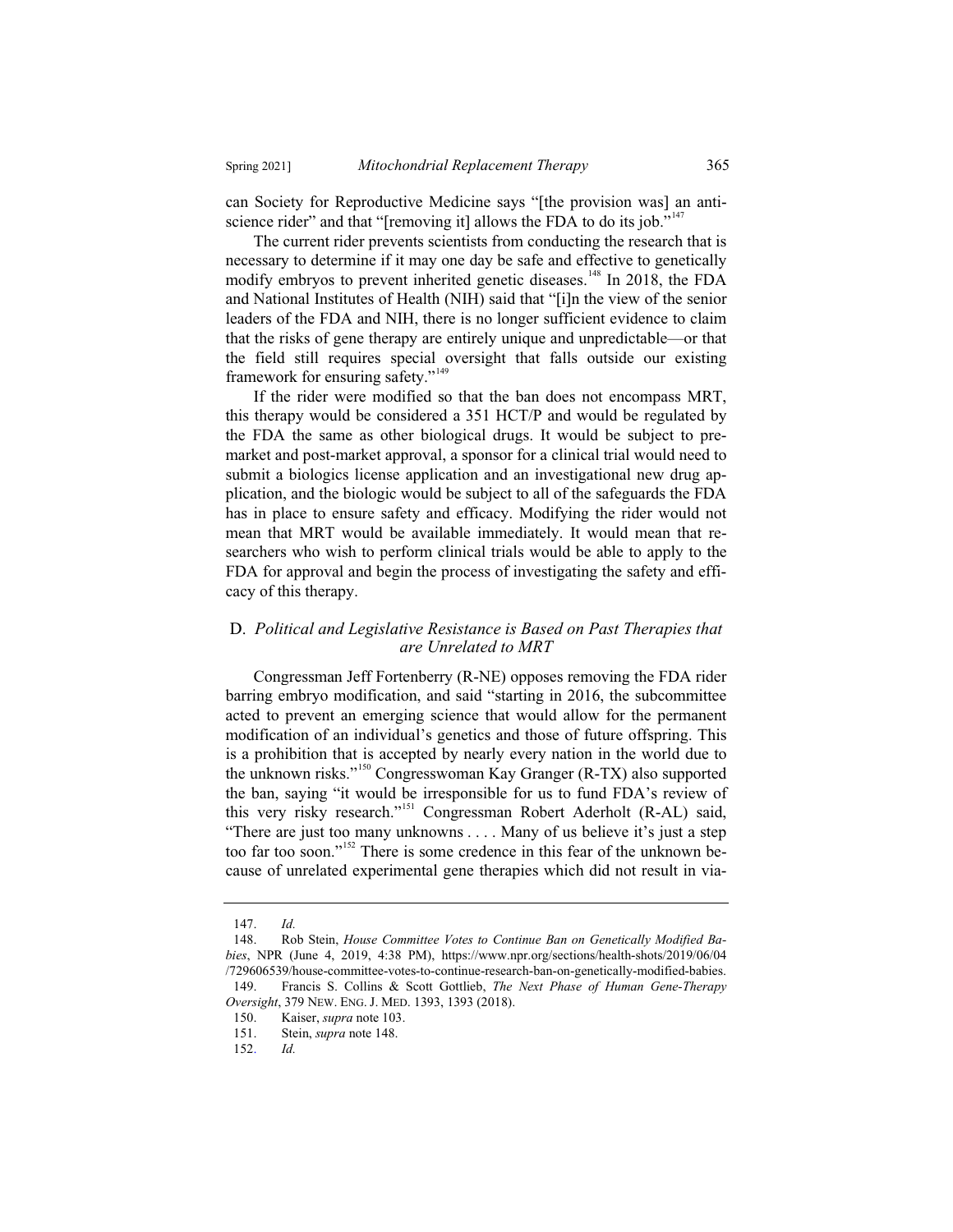can Society for Reproductive Medicine says "[the provision was] an anti-science rider" and that "[removing it] allows the FDA to do its job."[147]

The current rider prevents scientists from conducting the research that is necessary to determine if it may one day be safe and effective to genetically modify embryos to prevent inherited genetic diseases.[148] In 2018, the FDA and National Institutes of Health (NIH) said that "[i]n the view of the senior leaders of the FDA and NIH, there is no longer sufficient evidence to claim that the risks of gene therapy are entirely unique and unpredictable—or that the field still requires special oversight that falls outside our existing framework for ensuring safety."[149]

If the rider were modified so that the ban does not encompass MRT, this therapy would be considered a 351 HCT/P and would be regulated by the FDA the same as other biological drugs. It would be subject to pre-market and post-market approval, a sponsor for a clinical trial would need to submit a biologics license application and an investigational new drug application, and the biologic would be subject to all of the safeguards the FDA has in place to ensure safety and efficacy. Modifying the rider would not mean that MRT would be available immediately. It would mean that researchers who wish to perform clinical trials would be able to apply to the FDA for approval and begin the process of investigating the safety and efficacy of this therapy.

### D. *Political and Legislative Resistance is Based on Past Therapies that are Unrelated to MRT*

Congressman Jeff Fortenberry (R-NE) opposes removing the FDA rider barring embryo modification, and said "starting in 2016, the subcommittee acted to prevent an emerging science that would allow for the permanent modification of an individual's genetics and those of future offspring. This is a prohibition that is accepted by nearly every nation in the world due to the unknown risks."[150] Congresswoman Kay Granger (R-TX) also supported the ban, saying "it would be irresponsible for us to fund FDA's review of this very risky research."[151] Congressman Robert Aderholt (R-AL) said, "There are just too many unknowns . . . . Many of us believe it's just a step too far too soon."[152] There is some credence in this fear of the unknown because of unrelated experimental gene therapies which did not result in via-

---

147. *Id.*

148. Rob Stein, *House Committee Votes to Continue Ban on Genetically Modified Babies*, NPR (June 4, 2019, 4:38 PM), https://www.npr.org/sections/health-shots/2019/06/04/729606539/house-committee-votes-to-continue-research-ban-on-genetically-modified-babies.

149. Francis S. Collins & Scott Gottlieb, *The Next Phase of Human Gene-Therapy Oversight*, 379 NEW. ENG. J. MED. 1393, 1393 (2018).

150. Kaiser, *supra* note 103.

151. Stein, *supra* note 148.

152. *Id.*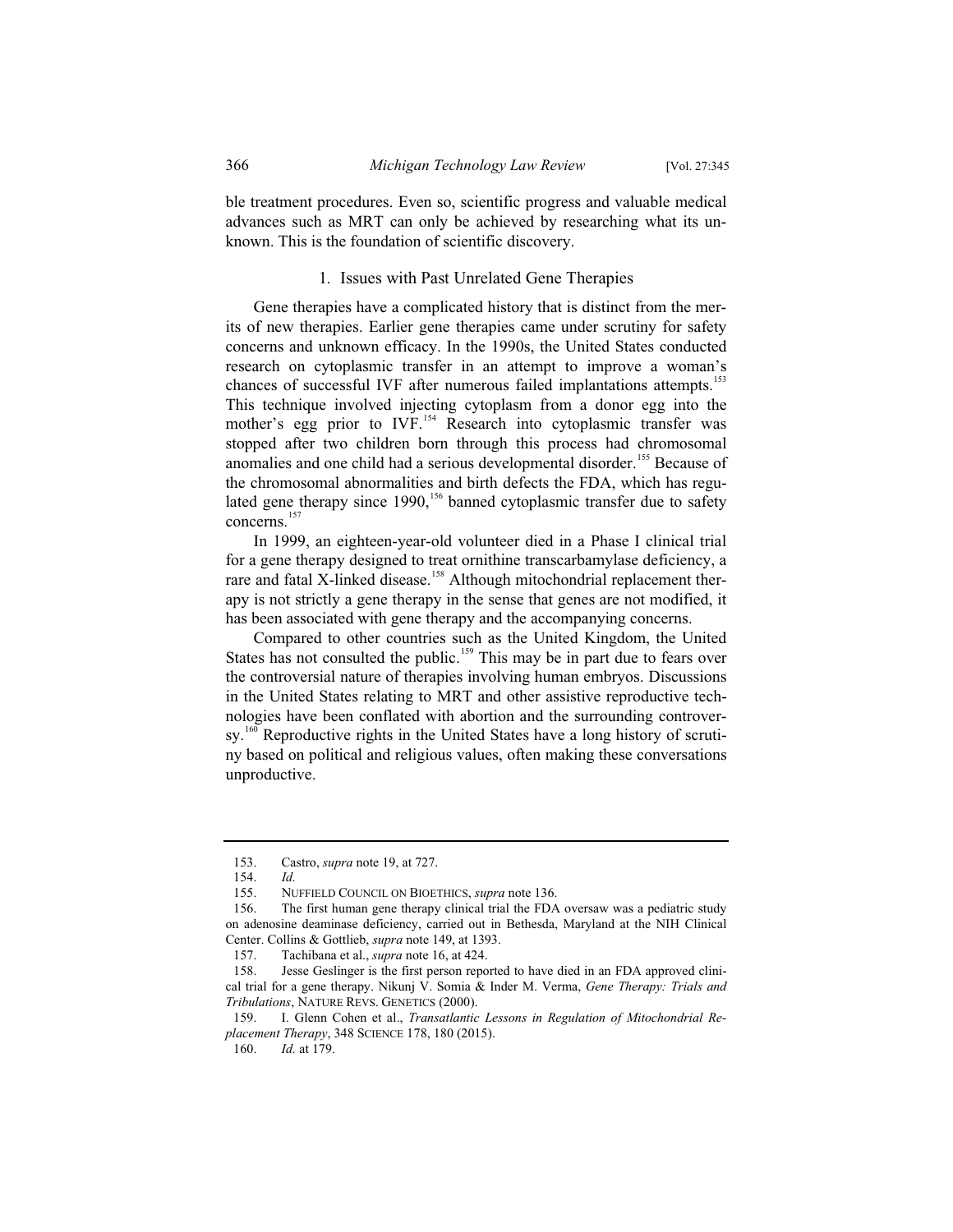ble treatment procedures. Even so, scientific progress and valuable medical advances such as MRT can only be achieved by researching what its unknown. This is the foundation of scientific discovery.

### 1. Issues with Past Unrelated Gene Therapies

Gene therapies have a complicated history that is distinct from the merits of new therapies. Earlier gene therapies came under scrutiny for safety concerns and unknown efficacy. In the 1990s, the United States conducted research on cytoplasmic transfer in an attempt to improve a woman's chances of successful IVF after numerous failed implantations attempts.[153] This technique involved injecting cytoplasm from a donor egg into the mother's egg prior to IVF.[154] Research into cytoplasmic transfer was stopped after two children born through this process had chromosomal anomalies and one child had a serious developmental disorder.[155] Because of the chromosomal abnormalities and birth defects the FDA, which has regulated gene therapy since 1990,[156] banned cytoplasmic transfer due to safety concerns.[157]

In 1999, an eighteen-year-old volunteer died in a Phase I clinical trial for a gene therapy designed to treat ornithine transcarbamylase deficiency, a rare and fatal X-linked disease.[158] Although mitochondrial replacement therapy is not strictly a gene therapy in the sense that genes are not modified, it has been associated with gene therapy and the accompanying concerns.

Compared to other countries such as the United Kingdom, the United States has not consulted the public.[159] This may be in part due to fears over the controversial nature of therapies involving human embryos. Discussions in the United States relating to MRT and other assistive reproductive technologies have been conflated with abortion and the surrounding controversy.[160] Reproductive rights in the United States have a long history of scrutiny based on political and religious values, often making these conversations unproductive.

---

153. Castro, *supra* note 19, at 727.

154. *Id.*

155. NUFFIELD COUNCIL ON BIOETHICS, *supra* note 136.

156. The first human gene therapy clinical trial the FDA oversaw was a pediatric study on adenosine deaminase deficiency, carried out in Bethesda, Maryland at the NIH Clinical Center. Collins & Gottlieb, *supra* note 149, at 1393.

157. Tachibana et al., *supra* note 16, at 424.

158. Jesse Geslinger is the first person reported to have died in an FDA approved clinical trial for a gene therapy. Nikunj V. Somia & Inder M. Verma, *Gene Therapy: Trials and Tribulations*, NATURE REVS. GENETICS (2000).

159. I. Glenn Cohen et al., *Transatlantic Lessons in Regulation of Mitochondrial Replacement Therapy*, 348 SCIENCE 178, 180 (2015).

160. *Id.* at 179.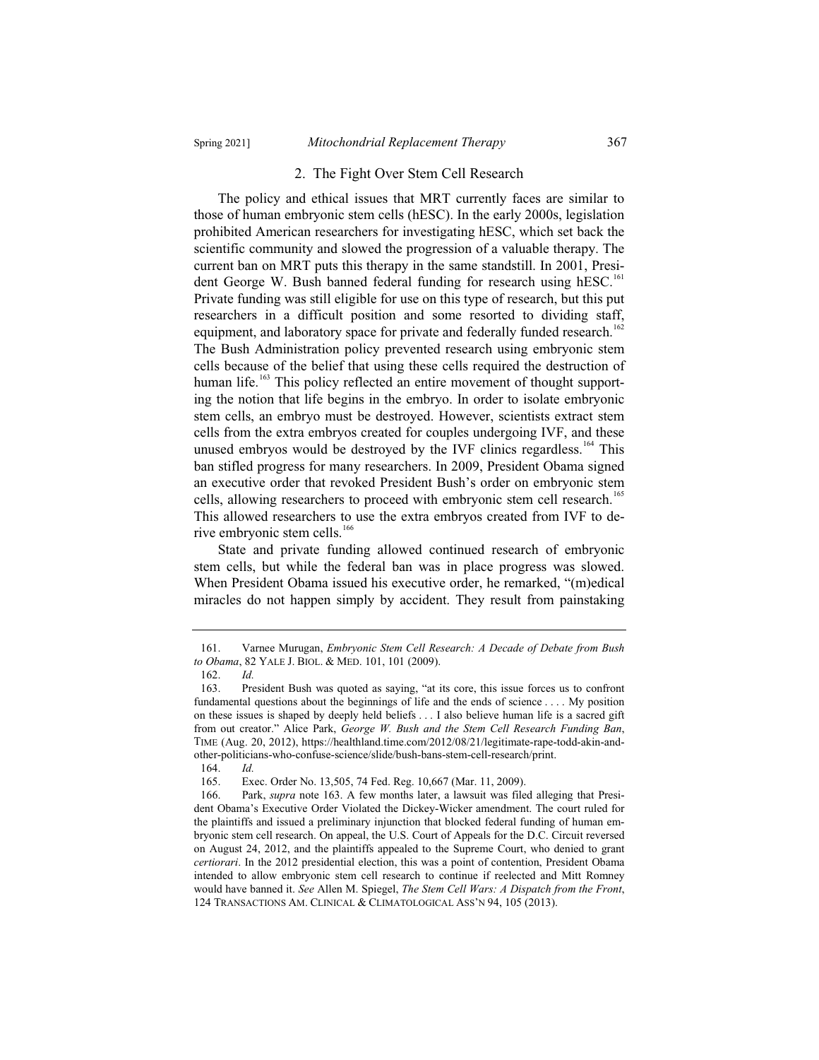### 2. The Fight Over Stem Cell Research

The policy and ethical issues that MRT currently faces are similar to those of human embryonic stem cells (hESC). In the early 2000s, legislation prohibited American researchers for investigating hESC, which set back the scientific community and slowed the progression of a valuable therapy. The current ban on MRT puts this therapy in the same standstill. In 2001, President George W. Bush banned federal funding for research using hESC.[161] Private funding was still eligible for use on this type of research, but this put researchers in a difficult position and some resorted to dividing staff, equipment, and laboratory space for private and federally funded research.[162] The Bush Administration policy prevented research using embryonic stem cells because of the belief that using these cells required the destruction of human life.[163] This policy reflected an entire movement of thought supporting the notion that life begins in the embryo. In order to isolate embryonic stem cells, an embryo must be destroyed. However, scientists extract stem cells from the extra embryos created for couples undergoing IVF, and these unused embryos would be destroyed by the IVF clinics regardless.[164] This ban stifled progress for many researchers. In 2009, President Obama signed an executive order that revoked President Bush's order on embryonic stem cells, allowing researchers to proceed with embryonic stem cell research.[165] This allowed researchers to use the extra embryos created from IVF to derive embryonic stem cells.[166]

State and private funding allowed continued research of embryonic stem cells, but while the federal ban was in place progress was slowed. When President Obama issued his executive order, he remarked, "(m)edical miracles do not happen simply by accident. They result from painstaking

---

161. Varnee Murugan, *Embryonic Stem Cell Research: A Decade of Debate from Bush to Obama*, 82 YALE J. BIOL. & MED. 101, 101 (2009).

162. *Id.*

163. President Bush was quoted as saying, "at its core, this issue forces us to confront fundamental questions about the beginnings of life and the ends of science . . . . My position on these issues is shaped by deeply held beliefs . . . I also believe human life is a sacred gift from out creator." Alice Park, *George W. Bush and the Stem Cell Research Funding Ban*, TIME (Aug. 20, 2012), https://healthland.time.com/2012/08/21/legitimate-rape-todd-akin-and-other-politicians-who-confuse-science/slide/bush-bans-stem-cell-research/print.

164. *Id.*

165. Exec. Order No. 13,505, 74 Fed. Reg. 10,667 (Mar. 11, 2009).

166. Park, *supra* note 163. A few months later, a lawsuit was filed alleging that President Obama's Executive Order Violated the Dickey-Wicker amendment. The court ruled for the plaintiffs and issued a preliminary injunction that blocked federal funding of human embryonic stem cell research. On appeal, the U.S. Court of Appeals for the D.C. Circuit reversed on August 24, 2012, and the plaintiffs appealed to the Supreme Court, who denied to grant *certiorari*. In the 2012 presidential election, this was a point of contention, President Obama intended to allow embryonic stem cell research to continue if reelected and Mitt Romney would have banned it. *See* Allen M. Spiegel, *The Stem Cell Wars: A Dispatch from the Front*, 124 TRANSACTIONS AM. CLINICAL & CLIMATOLOGICAL ASS'N 94, 105 (2013).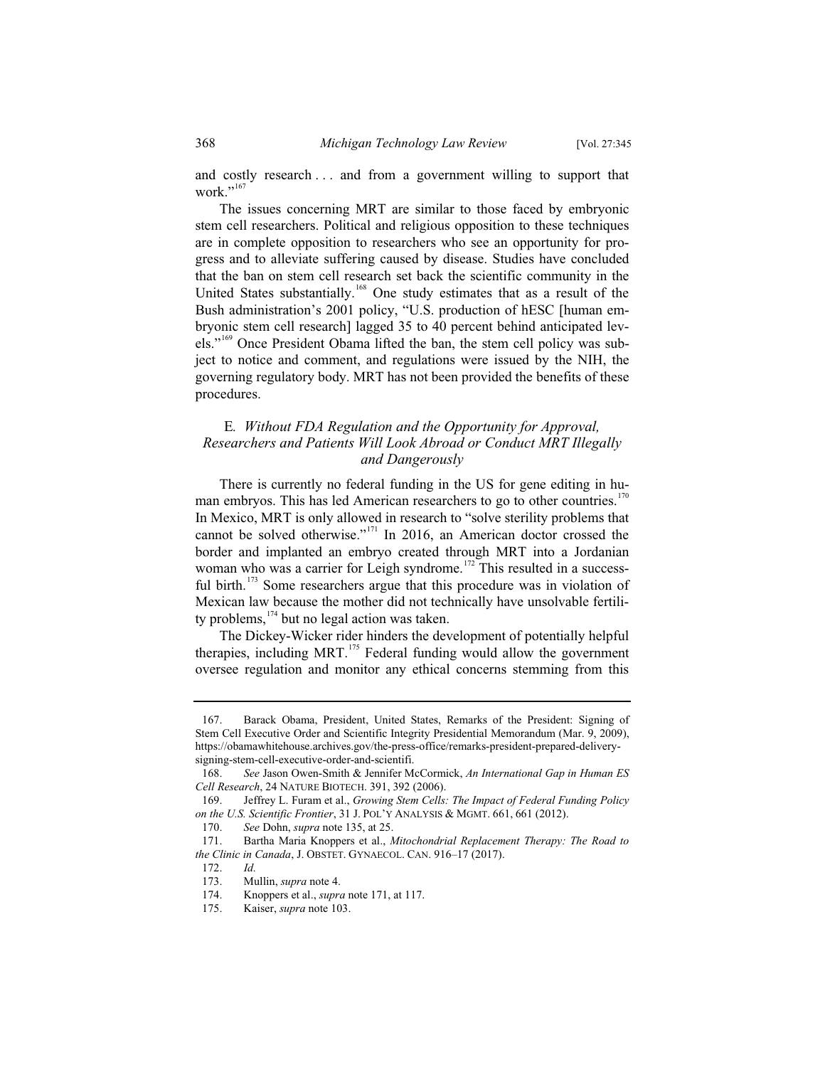and costly research . . . and from a government willing to support that work."[167]

The issues concerning MRT are similar to those faced by embryonic stem cell researchers. Political and religious opposition to these techniques are in complete opposition to researchers who see an opportunity for progress and to alleviate suffering caused by disease. Studies have concluded that the ban on stem cell research set back the scientific community in the United States substantially.[168] One study estimates that as a result of the Bush administration's 2001 policy, "U.S. production of hESC [human embryonic stem cell research] lagged 35 to 40 percent behind anticipated levels."[169] Once President Obama lifted the ban, the stem cell policy was subject to notice and comment, and regulations were issued by the NIH, the governing regulatory body. MRT has not been provided the benefits of these procedures.

### E. *Without FDA Regulation and the Opportunity for Approval, Researchers and Patients Will Look Abroad or Conduct MRT Illegally and Dangerously*

There is currently no federal funding in the US for gene editing in human embryos. This has led American researchers to go to other countries.[170] In Mexico, MRT is only allowed in research to "solve sterility problems that cannot be solved otherwise."[171] In 2016, an American doctor crossed the border and implanted an embryo created through MRT into a Jordanian woman who was a carrier for Leigh syndrome.[172] This resulted in a successful birth.[173] Some researchers argue that this procedure was in violation of Mexican law because the mother did not technically have unsolvable fertility problems,[174] but no legal action was taken.

The Dickey-Wicker rider hinders the development of potentially helpful therapies, including MRT.[175] Federal funding would allow the government oversee regulation and monitor any ethical concerns stemming from this

---

167. Barack Obama, President, United States, Remarks of the President: Signing of Stem Cell Executive Order and Scientific Integrity Presidential Memorandum (Mar. 9, 2009), https://obamawhitehouse.archives.gov/the-press-office/remarks-president-prepared-delivery-signing-stem-cell-executive-order-and-scientifi.

168. *See* Jason Owen-Smith & Jennifer McCormick, *An International Gap in Human ES Cell Research*, 24 NATURE BIOTECH. 391, 392 (2006).

169. Jeffrey L. Furam et al., *Growing Stem Cells: The Impact of Federal Funding Policy on the U.S. Scientific Frontier*, 31 J. POL'Y ANALYSIS & MGMT. 661, 661 (2012).

170. *See* Dohn, *supra* note 135, at 25.

171. Bartha Maria Knoppers et al., *Mitochondrial Replacement Therapy: The Road to the Clinic in Canada*, J. OBSTET. GYNAECOL. CAN. 916–17 (2017).

172. *Id.*

173. Mullin, *supra* note 4.

174. Knoppers et al., *supra* note 171, at 117.

175. Kaiser, *supra* note 103.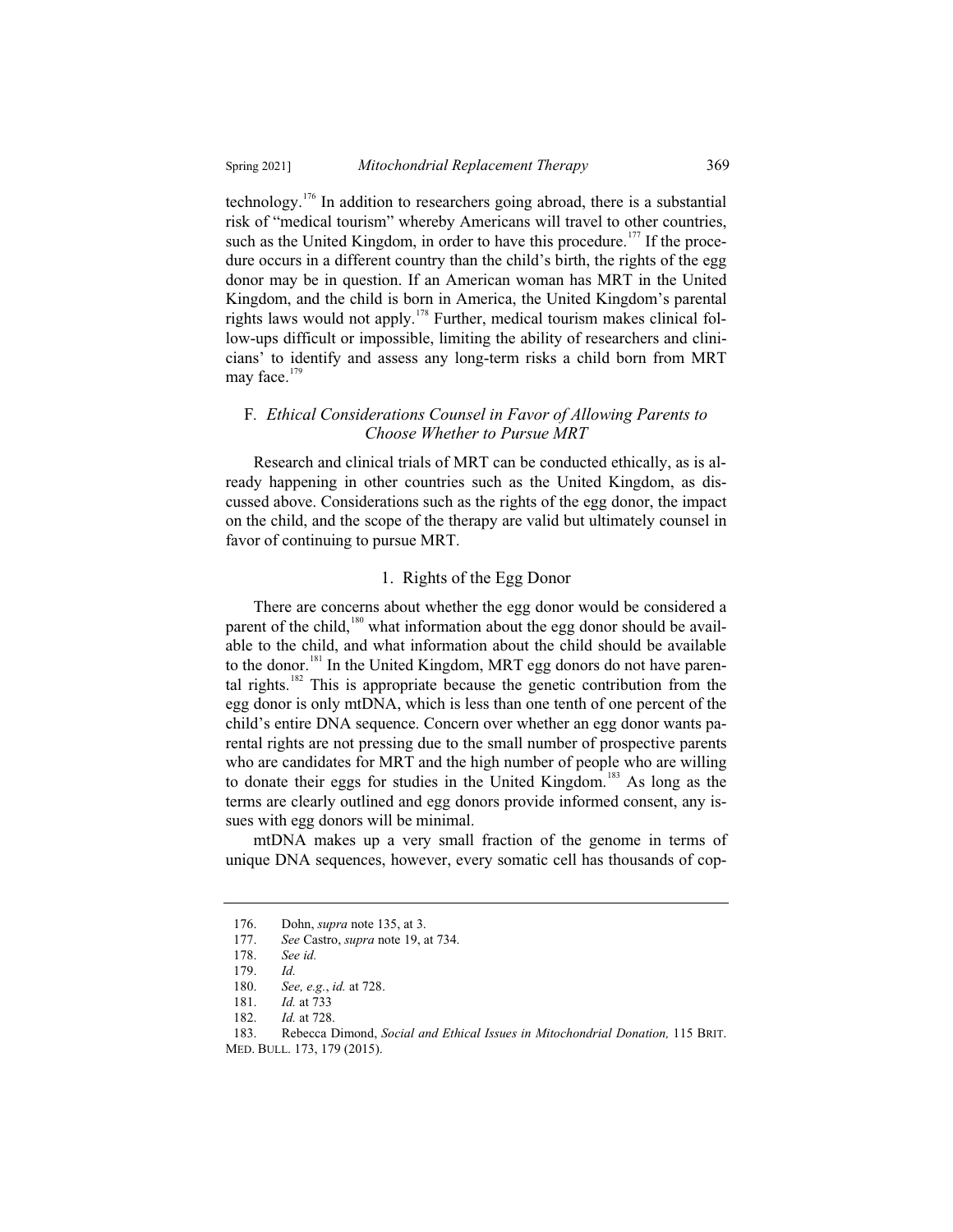technology.[176] In addition to researchers going abroad, there is a substantial risk of "medical tourism" whereby Americans will travel to other countries, such as the United Kingdom, in order to have this procedure.[177] If the procedure occurs in a different country than the child's birth, the rights of the egg donor may be in question. If an American woman has MRT in the United Kingdom, and the child is born in America, the United Kingdom's parental rights laws would not apply.[178] Further, medical tourism makes clinical follow-ups difficult or impossible, limiting the ability of researchers and clinicians' to identify and assess any long-term risks a child born from MRT may face.[179]

### F. *Ethical Considerations Counsel in Favor of Allowing Parents to Choose Whether to Pursue MRT*

Research and clinical trials of MRT can be conducted ethically, as is already happening in other countries such as the United Kingdom, as discussed above. Considerations such as the rights of the egg donor, the impact on the child, and the scope of the therapy are valid but ultimately counsel in favor of continuing to pursue MRT.

#### 1. Rights of the Egg Donor

There are concerns about whether the egg donor would be considered a parent of the child,[180] what information about the egg donor should be available to the child, and what information about the child should be available to the donor.[181] In the United Kingdom, MRT egg donors do not have parental rights.[182] This is appropriate because the genetic contribution from the egg donor is only mtDNA, which is less than one tenth of one percent of the child's entire DNA sequence. Concern over whether an egg donor wants parental rights are not pressing due to the small number of prospective parents who are candidates for MRT and the high number of people who are willing to donate their eggs for studies in the United Kingdom.[183] As long as the terms are clearly outlined and egg donors provide informed consent, any issues with egg donors will be minimal.

mtDNA makes up a very small fraction of the genome in terms of unique DNA sequences, however, every somatic cell has thousands of cop-

---

176. Dohn, *supra* note 135, at 3.

177. *See* Castro, *supra* note 19, at 734.

178. *See id.*

179. *Id.*

180. *See, e.g.*, *id.* at 728.

181. *Id.* at 733

182. *Id.* at 728.

183. Rebecca Dimond, *Social and Ethical Issues in Mitochondrial Donation,* 115 BRIT. MED. BULL. 173, 179 (2015).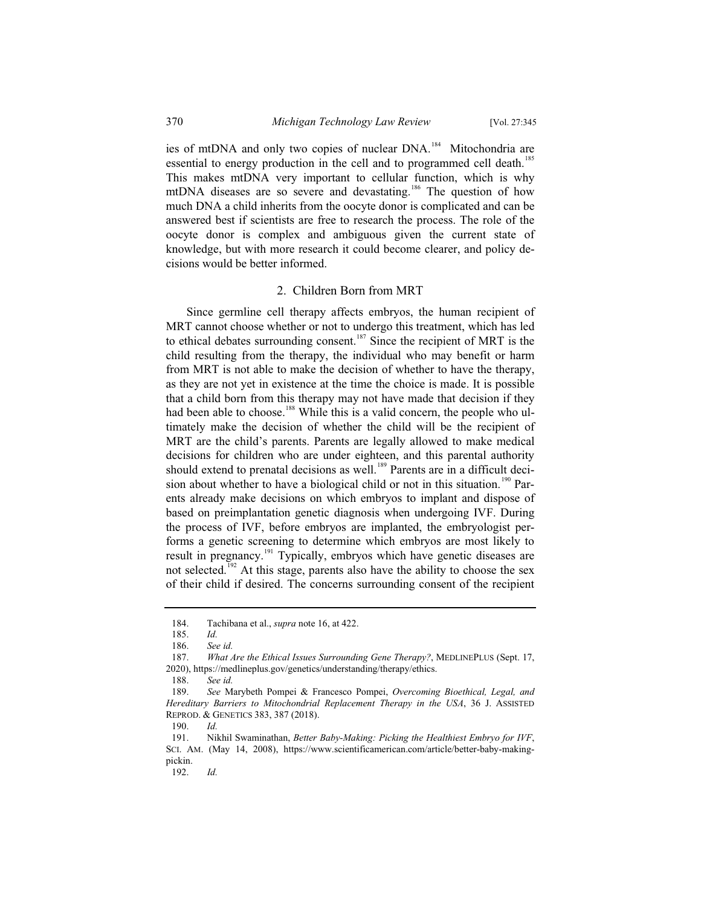ies of mtDNA and only two copies of nuclear DNA.[184] Mitochondria are essential to energy production in the cell and to programmed cell death.[185] This makes mtDNA very important to cellular function, which is why mtDNA diseases are so severe and devastating.[186] The question of how much DNA a child inherits from the oocyte donor is complicated and can be answered best if scientists are free to research the process. The role of the oocyte donor is complex and ambiguous given the current state of knowledge, but with more research it could become clearer, and policy decisions would be better informed.

### 2. Children Born from MRT

Since germline cell therapy affects embryos, the human recipient of MRT cannot choose whether or not to undergo this treatment, which has led to ethical debates surrounding consent.[187] Since the recipient of MRT is the child resulting from the therapy, the individual who may benefit or harm from MRT is not able to make the decision of whether to have the therapy, as they are not yet in existence at the time the choice is made. It is possible that a child born from this therapy may not have made that decision if they had been able to choose.[188] While this is a valid concern, the people who ultimately make the decision of whether the child will be the recipient of MRT are the child's parents. Parents are legally allowed to make medical decisions for children who are under eighteen, and this parental authority should extend to prenatal decisions as well.[189] Parents are in a difficult decision about whether to have a biological child or not in this situation.[190] Parents already make decisions on which embryos to implant and dispose of based on preimplantation genetic diagnosis when undergoing IVF. During the process of IVF, before embryos are implanted, the embryologist performs a genetic screening to determine which embryos are most likely to result in pregnancy.[191] Typically, embryos which have genetic diseases are not selected.[192] At this stage, parents also have the ability to choose the sex of their child if desired. The concerns surrounding consent of the recipient

---

184. Tachibana et al., *supra* note 16, at 422.

185. *Id.*

186. *See id.*

187. *What Are the Ethical Issues Surrounding Gene Therapy?*, MEDLINEPLUS (Sept. 17, 2020), https://medlineplus.gov/genetics/understanding/therapy/ethics.

188. *See id.*

189. *See* Marybeth Pompei & Francesco Pompei, *Overcoming Bioethical, Legal, and Hereditary Barriers to Mitochondrial Replacement Therapy in the USA*, 36 J. ASSISTED REPROD. & GENETICS 383, 387 (2018).

190. *Id.*

191. Nikhil Swaminathan, *Better Baby-Making: Picking the Healthiest Embryo for IVF*, SCI. AM. (May 14, 2008), https://www.scientificamerican.com/article/better-baby-making-pickin.

192. *Id.*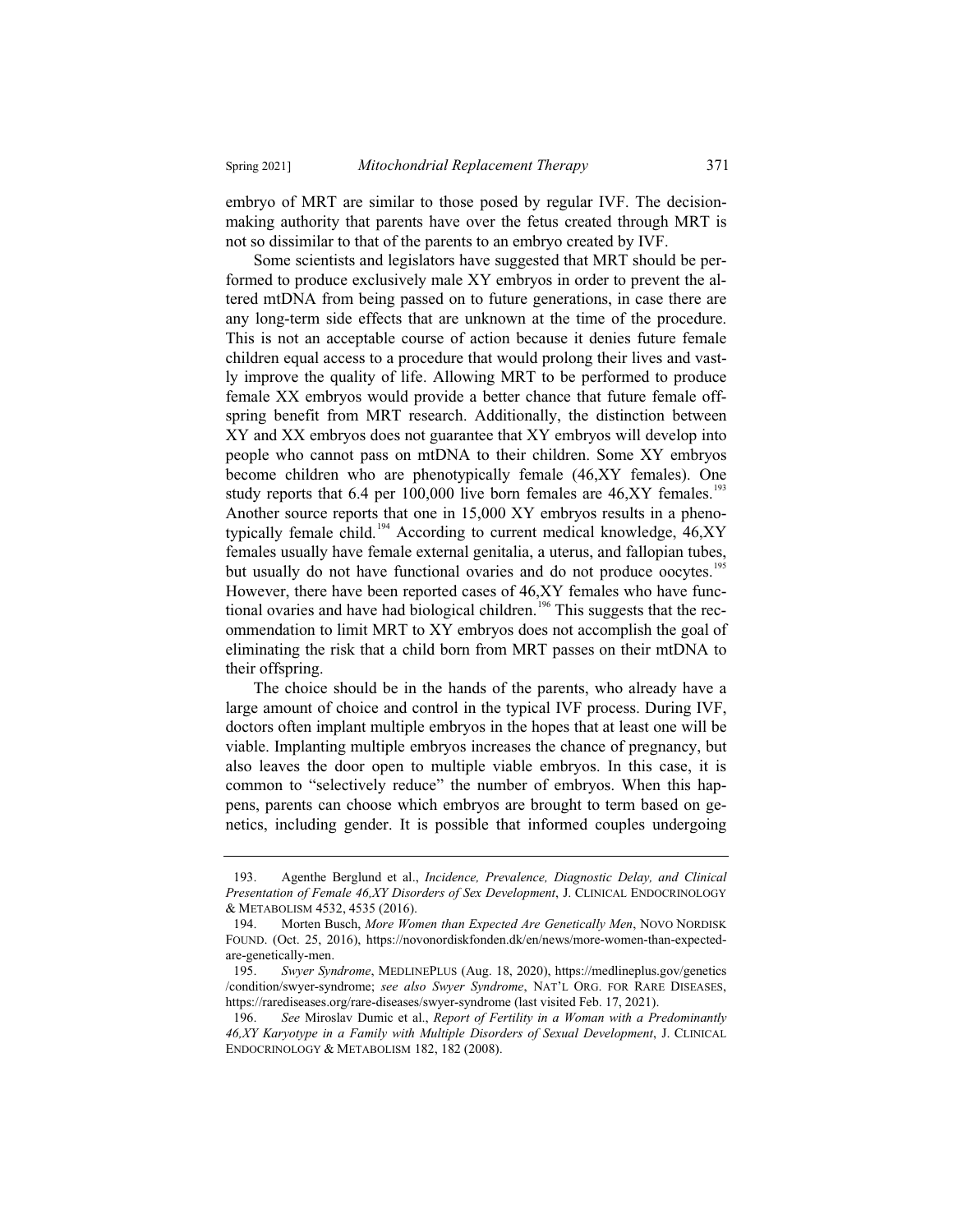embryo of MRT are similar to those posed by regular IVF. The decision-making authority that parents have over the fetus created through MRT is not so dissimilar to that of the parents to an embryo created by IVF.

Some scientists and legislators have suggested that MRT should be performed to produce exclusively male XY embryos in order to prevent the altered mtDNA from being passed on to future generations, in case there are any long-term side effects that are unknown at the time of the procedure. This is not an acceptable course of action because it denies future female children equal access to a procedure that would prolong their lives and vastly improve the quality of life. Allowing MRT to be performed to produce female XX embryos would provide a better chance that future female offspring benefit from MRT research. Additionally, the distinction between XY and XX embryos does not guarantee that XY embryos will develop into people who cannot pass on mtDNA to their children. Some XY embryos become children who are phenotypically female (46,XY females). One study reports that 6.4 per 100,000 live born females are 46,XY females.[193] Another source reports that one in 15,000 XY embryos results in a phenotypically female child.[194] According to current medical knowledge, 46,XY females usually have female external genitalia, a uterus, and fallopian tubes, but usually do not have functional ovaries and do not produce oocytes.[195] However, there have been reported cases of 46,XY females who have functional ovaries and have had biological children.[196] This suggests that the recommendation to limit MRT to XY embryos does not accomplish the goal of eliminating the risk that a child born from MRT passes on their mtDNA to their offspring.

The choice should be in the hands of the parents, who already have a large amount of choice and control in the typical IVF process. During IVF, doctors often implant multiple embryos in the hopes that at least one will be viable. Implanting multiple embryos increases the chance of pregnancy, but also leaves the door open to multiple viable embryos. In this case, it is common to "selectively reduce" the number of embryos. When this happens, parents can choose which embryos are brought to term based on genetics, including gender. It is possible that informed couples undergoing

---

193. Agenthe Berglund et al., *Incidence, Prevalence, Diagnostic Delay, and Clinical Presentation of Female 46,XY Disorders of Sex Development*, J. CLINICAL ENDOCRINOLOGY & METABOLISM 4532, 4535 (2016).

194. Morten Busch, *More Women than Expected Are Genetically Men*, NOVO NORDISK FOUND. (Oct. 25, 2016), https://novonordiskfonden.dk/en/news/more-women-than-expected-are-genetically-men.

195. *Swyer Syndrome*, MEDLINEPLUS (Aug. 18, 2020), https://medlineplus.gov/genetics/condition/swyer-syndrome; *see also Swyer Syndrome*, NAT'L ORG. FOR RARE DISEASES, https://rarediseases.org/rare-diseases/swyer-syndrome (last visited Feb. 17, 2021).

196. *See* Miroslav Dumic et al., *Report of Fertility in a Woman with a Predominantly 46,XY Karyotype in a Family with Multiple Disorders of Sexual Development*, J. CLINICAL ENDOCRINOLOGY & METABOLISM 182, 182 (2008).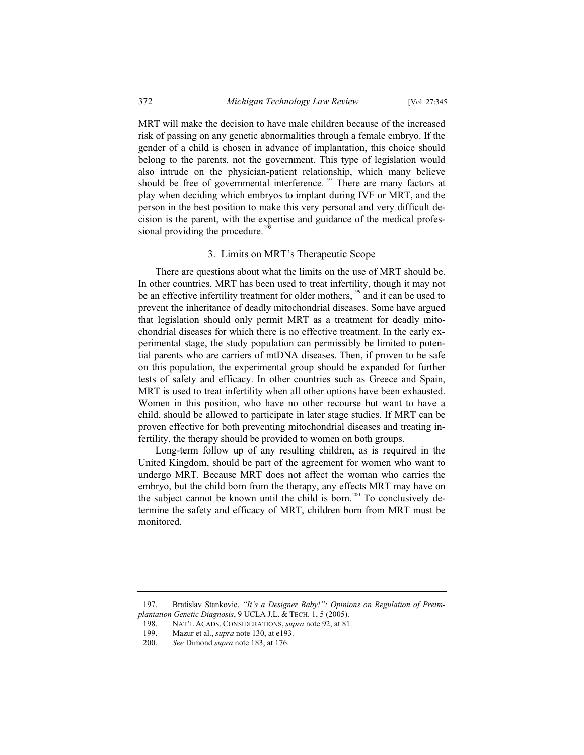MRT will make the decision to have male children because of the increased risk of passing on any genetic abnormalities through a female embryo. If the gender of a child is chosen in advance of implantation, this choice should belong to the parents, not the government. This type of legislation would also intrude on the physician-patient relationship, which many believe should be free of governmental interference.[197] There are many factors at play when deciding which embryos to implant during IVF or MRT, and the person in the best position to make this very personal and very difficult decision is the parent, with the expertise and guidance of the medical professional providing the procedure.[198]

### 3. Limits on MRT's Therapeutic Scope

There are questions about what the limits on the use of MRT should be. In other countries, MRT has been used to treat infertility, though it may not be an effective infertility treatment for older mothers,[199] and it can be used to prevent the inheritance of deadly mitochondrial diseases. Some have argued that legislation should only permit MRT as a treatment for deadly mitochondrial diseases for which there is no effective treatment. In the early experimental stage, the study population can permissibly be limited to potential parents who are carriers of mtDNA diseases. Then, if proven to be safe on this population, the experimental group should be expanded for further tests of safety and efficacy. In other countries such as Greece and Spain, MRT is used to treat infertility when all other options have been exhausted. Women in this position, who have no other recourse but want to have a child, should be allowed to participate in later stage studies. If MRT can be proven effective for both preventing mitochondrial diseases and treating infertility, the therapy should be provided to women on both groups.

Long-term follow up of any resulting children, as is required in the United Kingdom, should be part of the agreement for women who want to undergo MRT. Because MRT does not affect the woman who carries the embryo, but the child born from the therapy, any effects MRT may have on the subject cannot be known until the child is born.[200] To conclusively determine the safety and efficacy of MRT, children born from MRT must be monitored.

---

197. Bratislav Stankovic, *"It's a Designer Baby!": Opinions on Regulation of Preimplantation Genetic Diagnosis*, 9 UCLA J.L. & TECH. 1, 5 (2005).

198. NAT'L ACADS. CONSIDERATIONS, *supra* note 92, at 81.

199. Mazur et al., *supra* note 130, at e193.

200. *See* Dimond *supra* note 183, at 176.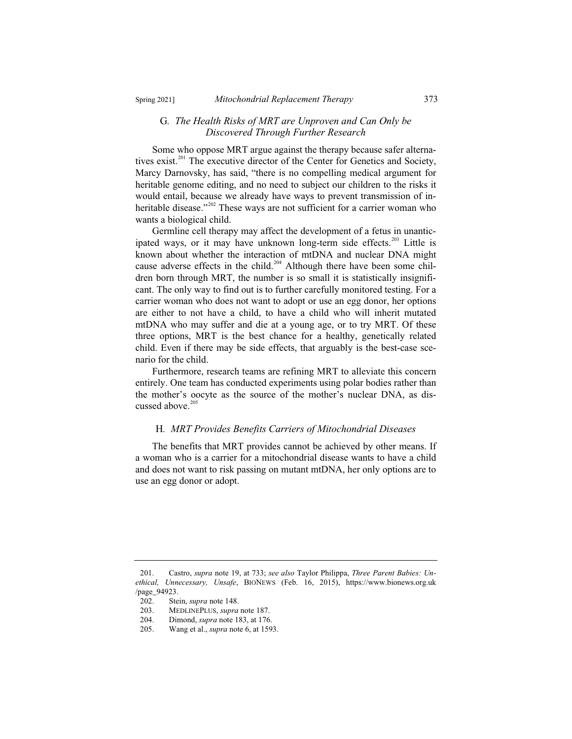### G. *The Health Risks of MRT are Unproven and Can Only be Discovered Through Further Research*

Some who oppose MRT argue against the therapy because safer alternatives exist.[201] The executive director of the Center for Genetics and Society, Marcy Darnovsky, has said, "there is no compelling medical argument for heritable genome editing, and no need to subject our children to the risks it would entail, because we already have ways to prevent transmission of inheritable disease."[202] These ways are not sufficient for a carrier woman who wants a biological child.

Germline cell therapy may affect the development of a fetus in unanticipated ways, or it may have unknown long-term side effects.[203] Little is known about whether the interaction of mtDNA and nuclear DNA might cause adverse effects in the child.[204] Although there have been some children born through MRT, the number is so small it is statistically insignificant. The only way to find out is to further carefully monitored testing. For a carrier woman who does not want to adopt or use an egg donor, her options are either to not have a child, to have a child who will inherit mutated mtDNA who may suffer and die at a young age, or to try MRT. Of these three options, MRT is the best chance for a healthy, genetically related child. Even if there may be side effects, that arguably is the best-case scenario for the child.

Furthermore, research teams are refining MRT to alleviate this concern entirely. One team has conducted experiments using polar bodies rather than the mother's oocyte as the source of the mother's nuclear DNA, as discussed above.[205]

### H. *MRT Provides Benefits Carriers of Mitochondrial Diseases*

The benefits that MRT provides cannot be achieved by other means. If a woman who is a carrier for a mitochondrial disease wants to have a child and does not want to risk passing on mutant mtDNA, her only options are to use an egg donor or adopt.

---

201. Castro, *supra* note 19, at 733; *see also* Taylor Philippa, *Three Parent Babies: Unethical, Unnecessary, Unsafe*, BIONEWS (Feb. 16, 2015), https://www.bionews.org.uk/page_94923.

202. Stein, *supra* note 148.

203. MEDLINEPLUS, *supra* note 187.

204. Dimond, *supra* note 183, at 176.

205. Wang et al., *supra* note 6, at 1593.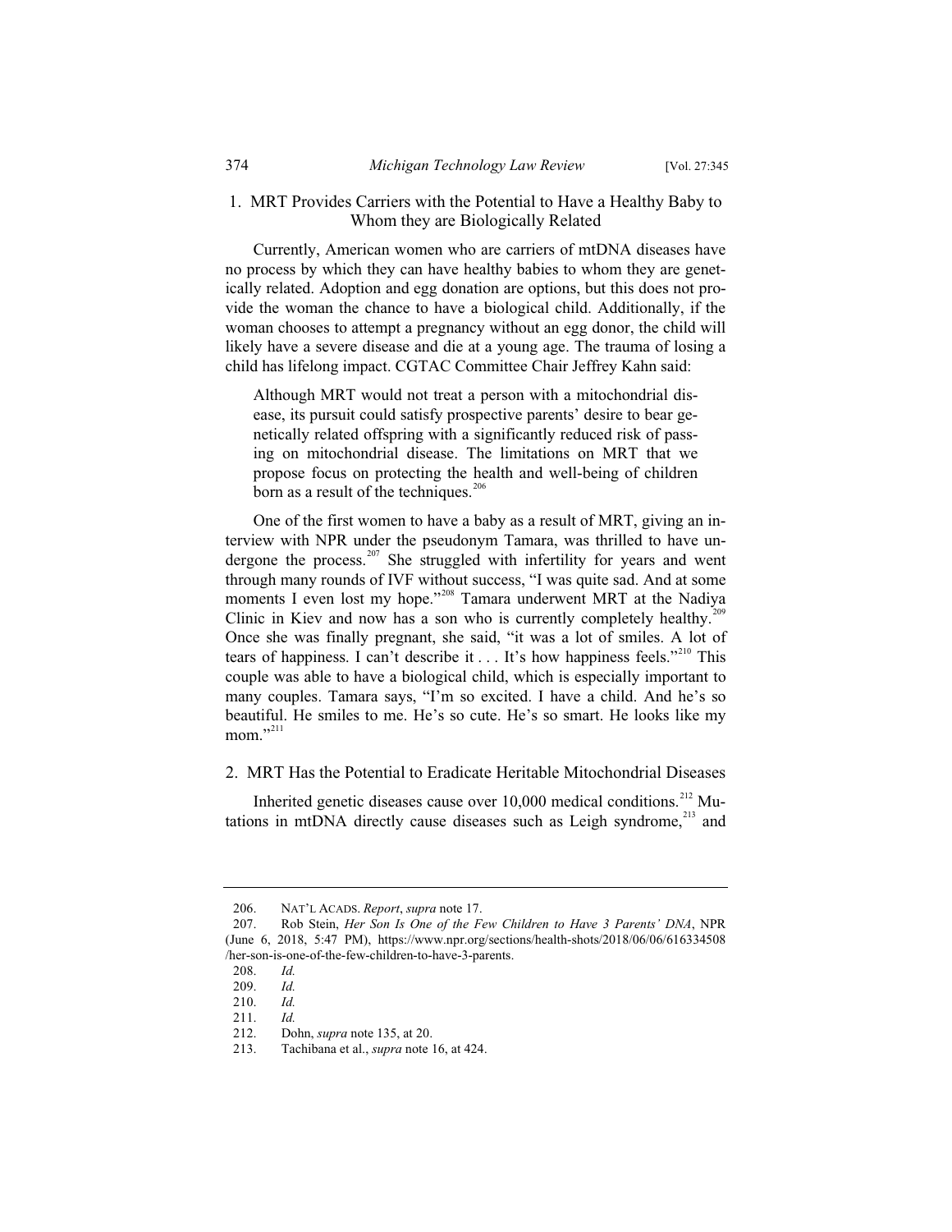### 1. MRT Provides Carriers with the Potential to Have a Healthy Baby to Whom they are Biologically Related

Currently, American women who are carriers of mtDNA diseases have no process by which they can have healthy babies to whom they are genetically related. Adoption and egg donation are options, but this does not provide the woman the chance to have a biological child. Additionally, if the woman chooses to attempt a pregnancy without an egg donor, the child will likely have a severe disease and die at a young age. The trauma of losing a child has lifelong impact. CGTAC Committee Chair Jeffrey Kahn said:

> Although MRT would not treat a person with a mitochondrial disease, its pursuit could satisfy prospective parents' desire to bear genetically related offspring with a significantly reduced risk of passing on mitochondrial disease. The limitations on MRT that we propose focus on protecting the health and well-being of children born as a result of the techniques.[206]

One of the first women to have a baby as a result of MRT, giving an interview with NPR under the pseudonym Tamara, was thrilled to have undergone the process.[207] She struggled with infertility for years and went through many rounds of IVF without success, "I was quite sad. And at some moments I even lost my hope."[208] Tamara underwent MRT at the Nadiya Clinic in Kiev and now has a son who is currently completely healthy.[209] Once she was finally pregnant, she said, "it was a lot of smiles. A lot of tears of happiness. I can't describe it . . . It's how happiness feels."[210] This couple was able to have a biological child, which is especially important to many couples. Tamara says, "I'm so excited. I have a child. And he's so beautiful. He smiles to me. He's so cute. He's so smart. He looks like my mom."[211]

### 2. MRT Has the Potential to Eradicate Heritable Mitochondrial Diseases

Inherited genetic diseases cause over 10,000 medical conditions.[212] Mutations in mtDNA directly cause diseases such as Leigh syndrome,[213] and

---

206. NAT'L ACADS. *Report*, *supra* note 17.

207. Rob Stein, *Her Son Is One of the Few Children to Have 3 Parents' DNA*, NPR (June 6, 2018, 5:47 PM), https://www.npr.org/sections/health-shots/2018/06/06/616334508/her-son-is-one-of-the-few-children-to-have-3-parents.

208. *Id.*

209. *Id.*

210. *Id.*

211. *Id.*

212. Dohn, *supra* note 135, at 20.

213. Tachibana et al., *supra* note 16, at 424.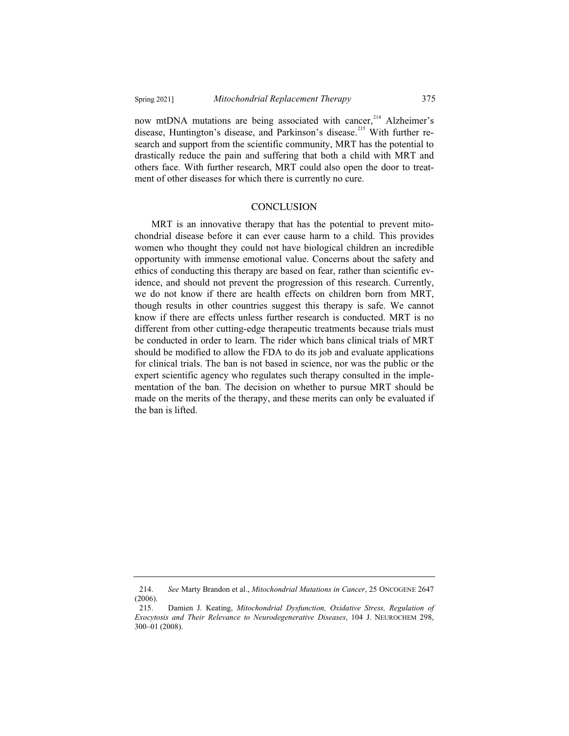now mtDNA mutations are being associated with cancer,[214] Alzheimer's disease, Huntington's disease, and Parkinson's disease.[215] With further research and support from the scientific community, MRT has the potential to drastically reduce the pain and suffering that both a child with MRT and others face. With further research, MRT could also open the door to treatment of other diseases for which there is currently no cure.

## CONCLUSION

MRT is an innovative therapy that has the potential to prevent mitochondrial disease before it can ever cause harm to a child. This provides women who thought they could not have biological children an incredible opportunity with immense emotional value. Concerns about the safety and ethics of conducting this therapy are based on fear, rather than scientific evidence, and should not prevent the progression of this research. Currently, we do not know if there are health effects on children born from MRT, though results in other countries suggest this therapy is safe. We cannot know if there are effects unless further research is conducted. MRT is no different from other cutting-edge therapeutic treatments because trials must be conducted in order to learn. The rider which bans clinical trials of MRT should be modified to allow the FDA to do its job and evaluate applications for clinical trials. The ban is not based in science, nor was the public or the expert scientific agency who regulates such therapy consulted in the implementation of the ban. The decision on whether to pursue MRT should be made on the merits of the therapy, and these merits can only be evaluated if the ban is lifted.

---

214. *See* Marty Brandon et al., *Mitochondrial Mutations in Cancer*, 25 ONCOGENE 2647 (2006).

215. Damien J. Keating, *Mitochondrial Dysfunction, Oxidative Stress, Regulation of Exocytosis and Their Relevance to Neurodegenerative Diseases*, 104 J. NEUROCHEM 298, 300–01 (2008).